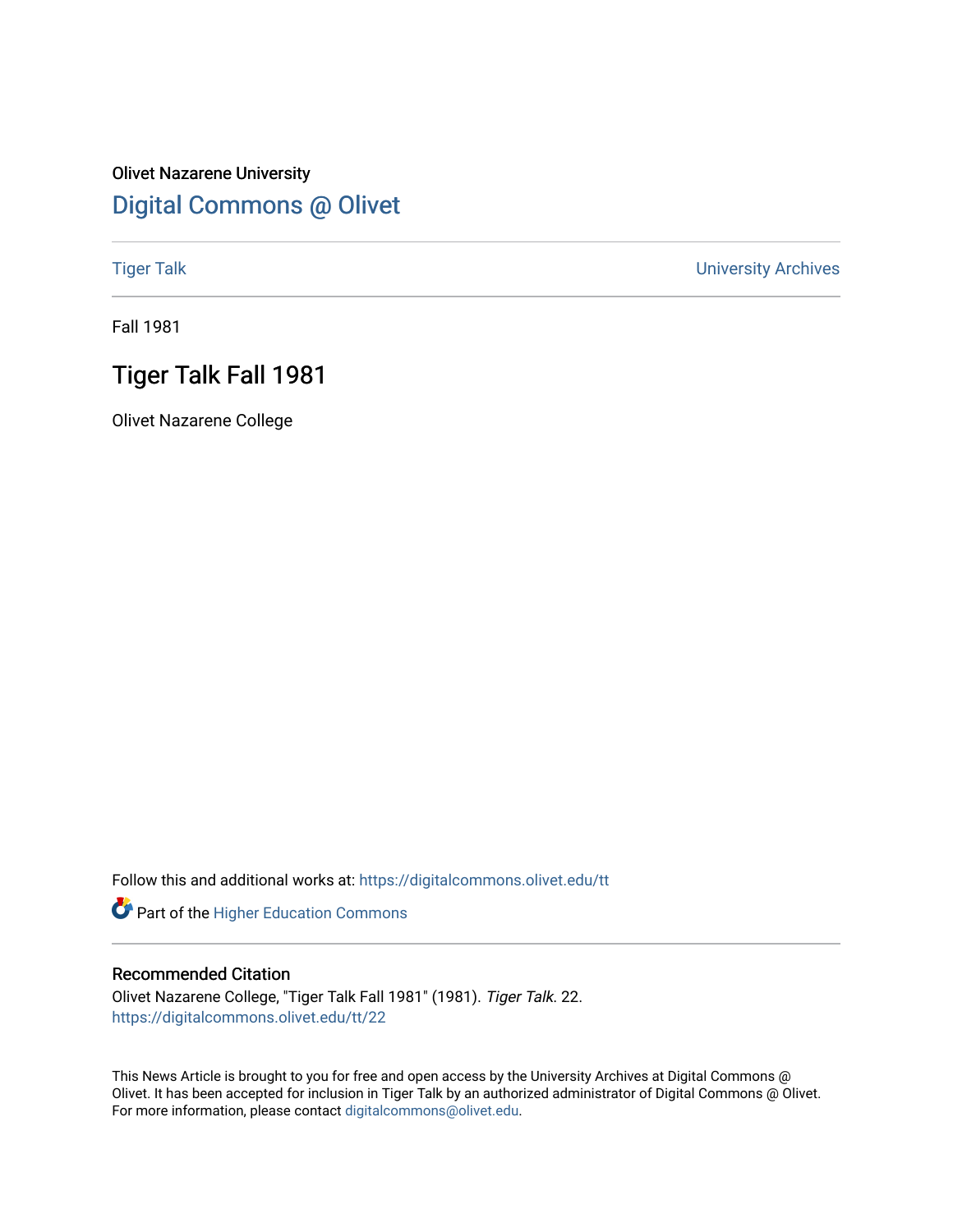Olivet Nazarene University

# Digital Commons @ Olivet

Tiger Talk | University Archives

Fall 1981

## Tiger Talk Fall 1981

Olivet Nazarene College

Follow this and additional works at: https://digitalcommons.olivet.edu/tt

Part of the Higher Education Commons

### Recommended Citation

Olivet Nazarene College, "Tiger Talk Fall 1981" (1981). *Tiger Talk*. 22.
https://digitalcommons.olivet.edu/tt/22

This News Article is brought to you for free and open access by the University Archives at Digital Commons @ Olivet. It has been accepted for inclusion in Tiger Talk by an authorized administrator of Digital Commons @ Olivet. For more information, please contact digitalcommons@olivet.edu.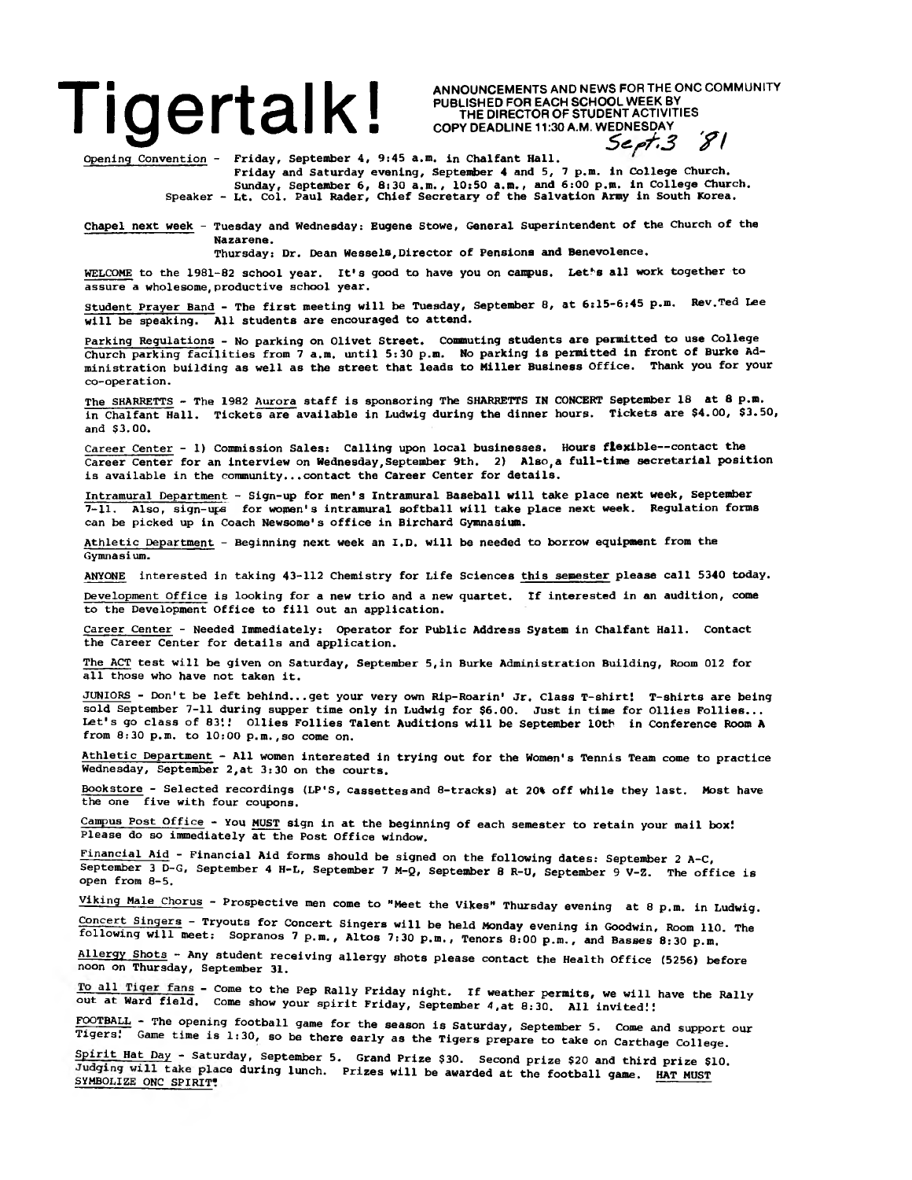# Tigertalk!

ANNOUNCEMENTS AND NEWS FOR THE ONC COMMUNITY
PUBLISHED FOR EACH SCHOOL WEEK BY
THE DIRECTOR OF STUDENT ACTIVITIES
COPY DEADLINE 11:30 A.M. WEDNESDAY

*Sept. 3 '81*

Opening Convention - Friday, September 4, 9:45 a.m. in Chalfant Hall.
Friday and Saturday evening, September 4 and 5, 7 p.m. in College Church.
Sunday, September 6, 8:30 a.m., 10:50 a.m., and 6:00 p.m. in College Church.
Speaker - Lt. Col. Paul Rader, Chief Secretary of the Salvation Army in South Korea.

Chapel next week - Tuesday and Wednesday: Eugene Stowe, General Superintendent of the Church of the Nazarene.
Thursday: Dr. Dean Wessels, Director of Pensions and Benevolence.

WELCOME to the 1981-82 school year. It's good to have you on campus. Let's all work together to assure a wholesome, productive school year.

Student Prayer Band - The first meeting will be Tuesday, September 8, at 6:15-6:45 p.m. Rev. Ted Lee will be speaking. All students are encouraged to attend.

Parking Regulations - No parking on Olivet Street. Commuting students are permitted to use College Church parking facilities from 7 a.m. until 5:30 p.m. No parking is permitted in front of Burke Administration building as well as the street that leads to Miller Business Office. Thank you for your co-operation.

The SHARRETTS - The 1982 Aurora staff is sponsoring The SHARRETTS IN CONCERT September 18 at 8 p.m. in Chalfant Hall. Tickets are available in Ludwig during the dinner hours. Tickets are $4.00, $3.50, and $3.00.

Career Center - 1) Commission Sales: Calling upon local businesses. Hours flexible--contact the Career Center for an interview on Wednesday, September 9th. 2) Also, a full-time secretarial position is available in the community...contact the Career Center for details.

Intramural Department - Sign-up for men's Intramural Baseball will take place next week, September 7-11. Also, sign-ups for women's intramural softball will take place next week. Regulation forms can be picked up in Coach Newsome's office in Birchard Gymnasium.

Athletic Department - Beginning next week an I.D. will be needed to borrow equipment from the Gymnasium.

ANYONE interested in taking 43-112 Chemistry for Life Sciences this semester please call 5340 today.

Development Office is looking for a new trio and a new quartet. If interested in an audition, come to the Development Office to fill out an application.

Career Center - Needed Immediately: Operator for Public Address System in Chalfant Hall. Contact the Career Center for details and application.

The ACT test will be given on Saturday, September 5, in Burke Administration Building, Room 012 for all those who have not taken it.

JUNIORS - Don't be left behind...get your very own Rip-Roarin' Jr. Class T-shirt! T-shirts are being sold September 7-11 during supper time only in Ludwig for $6.00. Just in time for Ollies Follies... Let's go class of 83!! Ollies Follies Talent Auditions will be September 10th in Conference Room A from 8:30 p.m. to 10:00 p.m., so come on.

Athletic Department - All women interested in trying out for the Women's Tennis Team come to practice Wednesday, September 2, at 3:30 on the courts.

Bookstore - Selected recordings (LP'S, cassettes and 8-tracks) at 20% off while they last. Most have the one five with four coupons.

Campus Post Office - You MUST sign in at the beginning of each semester to retain your mail box! Please do so immediately at the Post Office window.

Financial Aid - Financial Aid forms should be signed on the following dates: September 2 A-C, September 3 D-G, September 4 H-L, September 7 M-Q, September 8 R-U, September 9 V-Z. The office is open from 8-5.

Viking Male Chorus - Prospective men come to "Meet the Vikes" Thursday evening at 8 p.m. in Ludwig.

Concert Singers - Tryouts for Concert Singers will be held Monday evening in Goodwin, Room 110. The following will meet: Sopranos 7 p.m., Altos 7:30 p.m., Tenors 8:00 p.m., and Basses 8:30 p.m.

Allergy Shots - Any student receiving allergy shots please contact the Health Office (5256) before noon on Thursday, September 31.

To all Tiger fans - Come to the Pep Rally Friday night. If weather permits, we will have the Rally out at Ward field. Come show your spirit Friday, September 4, at 8:30. All invited!!

FOOTBALL - The opening football game for the season is Saturday, September 5. Come and support our Tigers! Game time is 1:30, so be there early as the Tigers prepare to take on Carthage College.

Spirit Hat Day - Saturday, September 5. Grand Prize $30. Second prize $20 and third prize $10. Judging will take place during lunch. Prizes will be awarded at the football game. HAT MUST SYMBOLIZE ONC SPIRIT!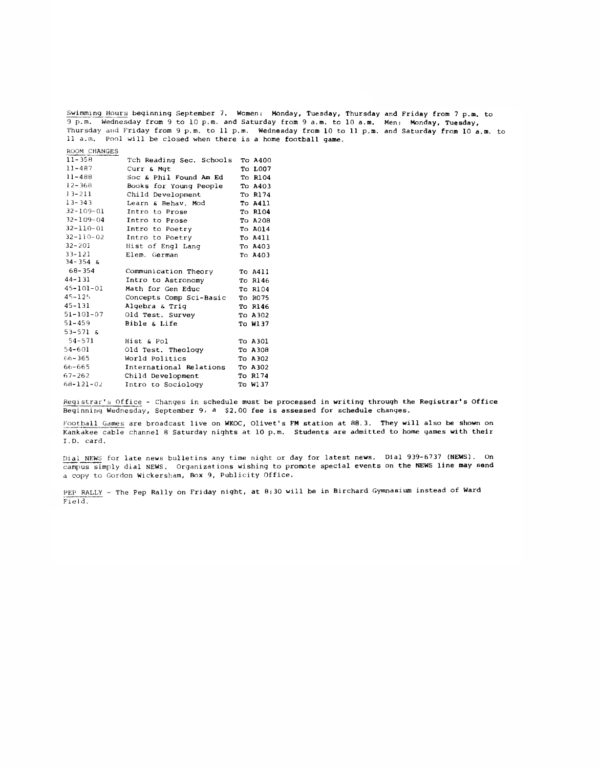Swimming Hours beginning September 7. Women: Monday, Tuesday, Thursday and Friday from 7 p.m. to 9 p.m. Wednesday from 9 to 10 p.m. and Saturday from 9 a.m. to 10 a.m. Men: Monday, Tuesday, Thursday and Friday from 9 p.m. to 11 p.m. Wednesday from 10 to 11 p.m. and Saturday from 10 a.m. to 11 a.m. Pool will be closed when there is a home football game.

ROOM CHANGES

| | | |
|---|---|---|
| 11-358 | Tch Reading Sec. Schools | To A400 |
| 11-487 | Curr & Mgt | To L007 |
| 11-488 | Soc & Phil Found Am Ed | To R104 |
| 12-368 | Books for Young People | To A403 |
| 13-211 | Child Development | To R174 |
| 13-343 | Learn & Behav. Mod | To A411 |
| 32-109-01 | Intro to Prose | To R104 |
| 32-109-04 | Intro to Prose | To A208 |
| 32-110-01 | Intro to Poetry | To A014 |
| 32-110-02 | Intro to Poetry | To A411 |
| 32-201 | Hist of Engl Lang | To A403 |
| 33-121 | Elem. German | To A403 |
| 34-354 & 68-354 | Communication Theory | To A411 |
| 44-131 | Intro to Astronomy | To R146 |
| 45-101-01 | Math for Gen Educ | To R104 |
| 45-125 | Concepts Comp Sci-Basic | To R075 |
| 45-131 | Algebra & Trig | To R146 |
| 51-101-07 | Old Test. Survey | To A302 |
| 51-459 | Bible & Life | To W137 |
| 53-571 & 54-571 | Hist & Pol | To A301 |
| 54-601 | Old Test. Theology | To A308 |
| 66-365 | World Politics | To A302 |
| 66-665 | International Relations | To A302 |
| 67-262 | Child Development | To R174 |
| 68-121-02 | Intro to Sociology | To W137 |

Registrar's Office - Changes in schedule must be processed in writing through the Registrar's Office Beginning Wednesday, September 9, a $2.00 fee is assessed for schedule changes.

Football Games are broadcast live on WKOC, Olivet's FM station at 88.3. They will also be shown on Kankakee cable channel 8 Saturday nights at 10 p.m. Students are admitted to home games with their I.D. card.

Dial NEWS for late news bulletins any time night or day for latest news. Dial 939-6737 (NEWS). On campus simply dial NEWS. Organizations wishing to promote special events on the NEWS line may send a copy to Gordon Wickersham, Box 9, Publicity Office.

PEP RALLY - The Pep Rally on Friday night, at 8:30 will be in Birchard Gymnasium instead of Ward Field.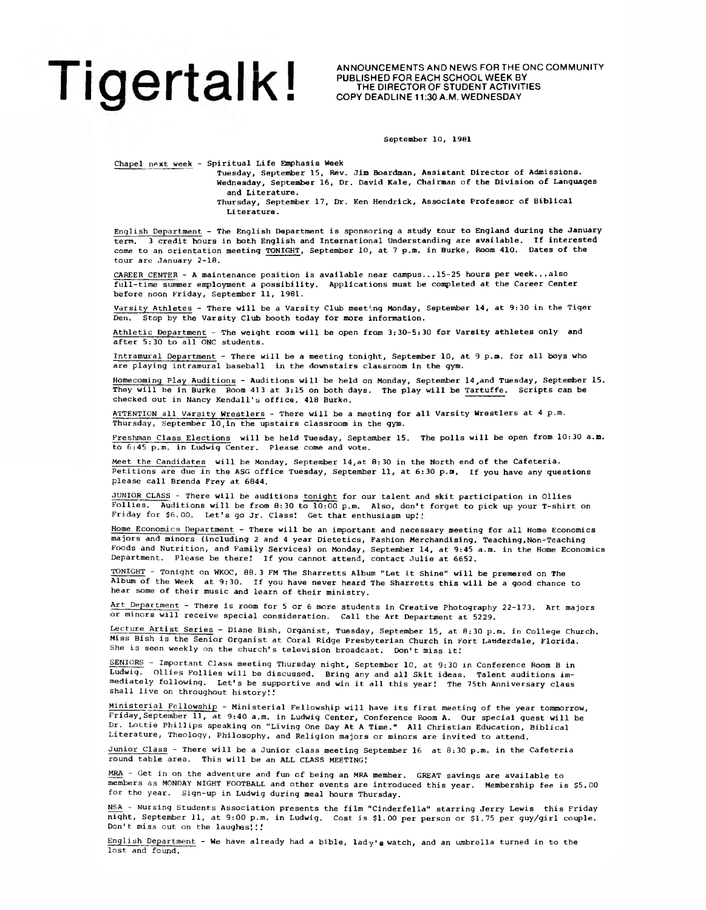Tigertalk!

ANNOUNCEMENTS AND NEWS FOR THE ONC COMMUNITY
PUBLISHED FOR EACH SCHOOL WEEK BY
THE DIRECTOR OF STUDENT ACTIVITIES
COPY DEADLINE 11:30 A.M. WEDNESDAY

September 10, 1981

Chapel next week - Spiritual Life Emphasis Week
Tuesday, September 15, Rev. Jim Boardman, Assistant Director of Admissions.
Wednesday, September 16, Dr. David Kale, Chairman of the Division of Languages and Literature.
Thursday, September 17, Dr. Ken Hendrick, Associate Professor of Biblical Literature.

English Department - The English Department is sponsoring a study tour to England during the January term. 3 credit hours in both English and International Understanding are available. If interested come to an orientation meeting TONIGHT, September 10, at 7 p.m. in Burke, Room 410. Dates of the tour are January 2-18.

CAREER CENTER - A maintenance position is available near campus...15-25 hours per week...also full-time summer employment a possibility. Applications must be completed at the Career Center before noon Friday, September 11, 1981.

Varsity Athletes - There will be a Varsity Club meeting Monday, September 14, at 9:30 in the Tiger Den. Stop by the Varsity Club booth today for more information.

Athletic Department - The weight room will be open from 3:30-5:30 for Varsity athletes only and after 5:30 to all ONC students.

Intramural Department - There will be a meeting tonight, September 10, at 9 p.m. for all boys who are playing intramural baseball in the downstairs classroom in the gym.

Homecoming Play Auditions - Auditions will be held on Monday, September 14, and Tuesday, September 15. They will be in Burke Room 413 at 3:15 on both days. The play will be Tartuffe. Scripts can be checked out in Nancy Kendall's office, 418 Burke.

ATTENTION all Varsity Wrestlers - There will be a meeting for all Varsity Wrestlers at 4 p.m. Thursday, September 10, in the upstairs classroom in the gym.

Freshman Class Elections will be held Tuesday, September 15. The polls will be open from 10:30 a.m. to 6:45 p.m. in Ludwig Center. Please come and vote.

Meet the Candidates will be Monday, September 14, at 8:30 in the North end of the Cafeteria. Petitions are due in the ASG office Tuesday, September 11, at 6:30 p.m. If you have any questions please call Brenda Frey at 6844.

JUNIOR CLASS - There will be auditions tonight for our talent and skit participation in Ollies Follies. Auditions will be from 8:30 to 10:00 p.m. Also, don't forget to pick up your T-shirt on Friday for $6.00. Let's go Jr. Class! Get that enthusiasm up!!

Home Economics Department - There will be an important and necessary meeting for all Home Economics majors and minors (including 2 and 4 year Dietetics, Fashion Merchandising, Teaching, Non-Teaching Foods and Nutrition, and Family Services) on Monday, September 14, at 9:45 a.m. in the Home Economics Department. Please be there! If you cannot attend, contact Julie at 6652.

TONIGHT - Tonight on WKOC, 88.3 FM The Sharretts Album "Let it Shine" will be premered on The Album of the Week at 9:30. If you have never heard The Sharretts this will be a good chance to hear some of their music and learn of their ministry.

Art Department - There is room for 5 or 6 more students in Creative Photography 22-173. Art majors or minors will receive special consideration. Call the Art Department at 5229.

Lecture Artist Series - Diane Bish, Organist, Tuesday, September 15, at 8:30 p.m. in College Church. Miss Bish is the Senior Organist at Coral Ridge Presbyterian Church in Fort Lauderdale, Florida. She is seen weekly on the church's television broadcast. Don't miss it!

SENIORS - Important Class meeting Thursday night, September 10, at 9:30 in Conference Room B in Ludwig. Ollies Follies will be discussed. Bring any and all Skit ideas. Talent auditions immediately following. Let's be supportive and win it all this year! The 75th Anniversary class shall live on throughout history!!

Ministerial Fellowship - Ministerial Fellowship will have its first meeting of the year tommorrow, Friday, September 11, at 9:40 a.m. in Ludwig Center, Conference Room A. Our special guest will be Dr. Lottie Phillips speaking on "Living One Day At A Time." All Christian Education, Biblical Literature, Theology, Philosophy, and Religion majors or minors are invited to attend.

Junior Class - There will be a Junior class meeting September 16 at 8:30 p.m. in the Cafeteria round table area. This will be an ALL CLASS MEETING!

MRA - Get in on the adventure and fun of being an MRA member. GREAT savings are available to members as MONDAY NIGHT FOOTBALL and other events are introduced this year. Membership fee is $5.00 for the year. Sign-up in Ludwig during meal hours Thursday.

NSA - Nursing Students Association presents the film "Cinderfella" starring Jerry Lewis this Friday night, September 11, at 9:00 p.m. in Ludwig. Cost is $1.00 per person or $1.75 per guy/girl couple. Don't miss out on the laughs!!!

English Department - We have already had a bible, lady's watch, and an umbrella turned in to the lost and found.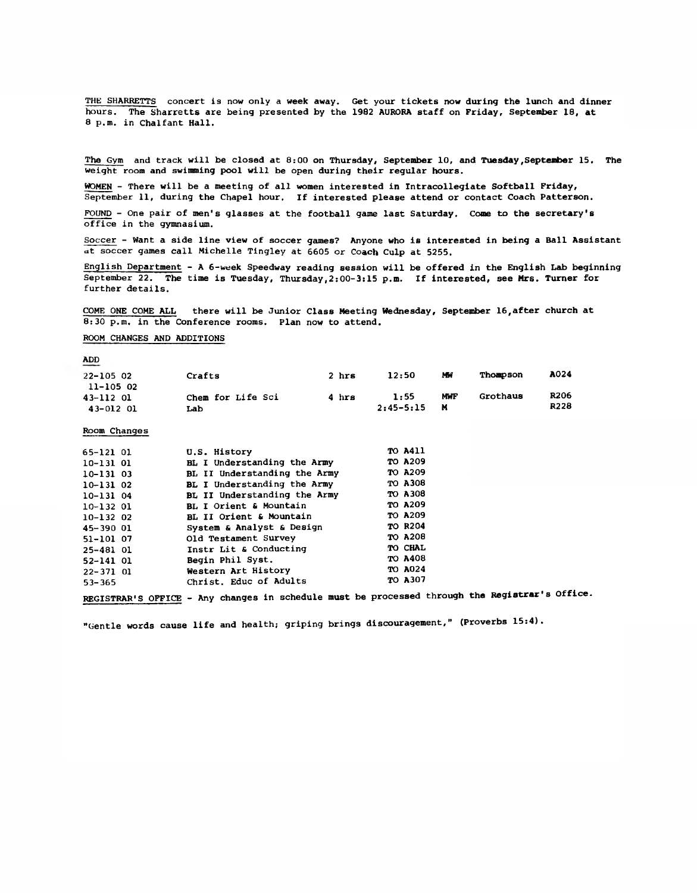THE SHARRETTS concert is now only a week away. Get your tickets now during the lunch and dinner hours. The Sharretts are being presented by the 1982 AURORA staff on Friday, September 18, at 8 p.m. in Chalfant Hall.

The Gym and track will be closed at 8:00 on Thursday, September 10, and Tuesday, September 15. The weight room and swimming pool will be open during their regular hours.

WOMEN - There will be a meeting of all women interested in Intracollegiate Softball Friday, September 11, during the Chapel hour. If interested please attend or contact Coach Patterson.

FOUND - One pair of men's glasses at the football game last Saturday. Come to the secretary's office in the gymnasium.

Soccer - Want a side line view of soccer games? Anyone who is interested in being a Ball Assistant at soccer games call Michelle Tingley at 6605 or Coach Culp at 5255.

English Department - A 6-week Speedway reading session will be offered in the English Lab beginning September 22. The time is Tuesday, Thursday, 2:00-3:15 p.m. If interested, see Mrs. Turner for further details.

COME ONE COME ALL there will be Junior Class Meeting Wednesday, September 16, after church at 8:30 p.m. in the Conference rooms. Plan now to attend.

ROOM CHANGES AND ADDITIONS

ADD

| | | | | | | |
|---|---|---|---|---|---|---|
| 22-105 02 / 11-105 02 | Crafts | 2 hrs | 12:50 | MW | Thompson | A024 |
| 43-112 01 | Chem for Life Sci | 4 hrs | 1:55 | MWF | Grothaus | R206 |
| 43-012 01 | Lab | | 2:45-5:15 | M | | R228 |

Room Changes

| | | |
|---|---|---|
| 65-121 01 | U.S. History | TO A411 |
| 10-131 01 | BL I Understanding the Army | TO A209 |
| 10-131 03 | BL II Understanding the Army | TO A209 |
| 10-131 02 | BL I Understanding the Army | TO A308 |
| 10-131 04 | BL II Understanding the Army | TO A308 |
| 10-132 01 | BL I Orient & Mountain | TO A209 |
| 10-132 02 | BL II Orient & Mountain | TO A209 |
| 45-390 01 | System & Analyst & Design | TO R204 |
| 51-101 07 | Old Testament Survey | TO A208 |
| 25-481 01 | Instr Lit & Conducting | TO CHAL |
| 52-141 01 | Begin Phil Syst. | TO A408 |
| 22-371 01 | Western Art History | TO A024 |
| 53-365 | Christ. Educ of Adults | TO A307 |

REGISTRAR'S OFFICE - Any changes in schedule must be processed through the Registrar's Office.

"Gentle words cause life and health; griping brings discouragement," (Proverbs 15:4).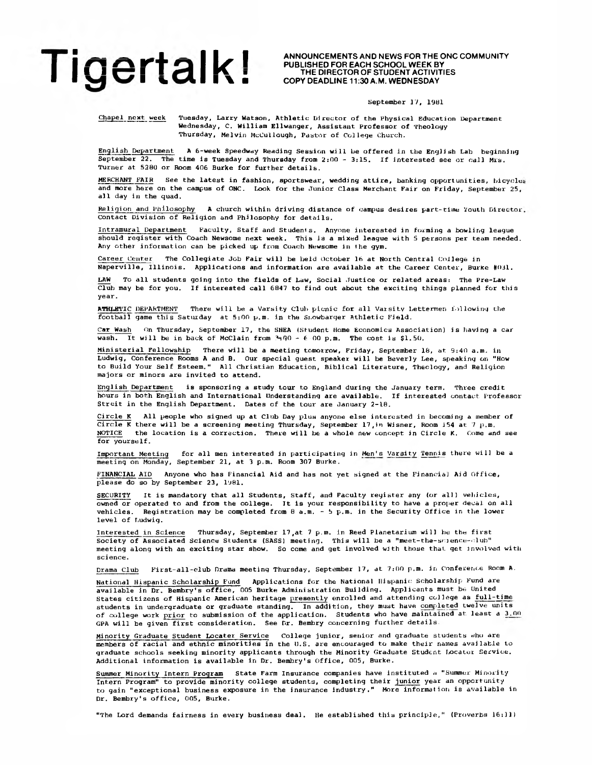# Tigertalk!

**ANNOUNCEMENTS AND NEWS FOR THE ONC COMMUNITY**
**PUBLISHED FOR EACH SCHOOL WEEK BY**
**THE DIRECTOR OF STUDENT ACTIVITIES**
**COPY DEADLINE 11:30 A.M. WEDNESDAY**

September 17, 1981

Chapel next week — Tuesday, Larry Watson, Athletic Director of the Physical Education Department
Wednesday, C. William Ellwanger, Assistant Professor of Theology
Thursday, Melvin McCullough, Pastor of College Church.

English Department — A 6-week Speedway Reading Session will be offered in the English Lab beginning September 22. The time is Tuesday and Thursday from 2:00 - 3:15. If interested see or call Mrs. Turner at 5380 or Room 406 Burke for further details.

MERCHANT FAIR — See the latest in fashion, sportswear, wedding attire, banking opportunities, bicycles and more here on the campus of ONC. Look for the Junior Class Merchant Fair on Friday, September 25, all day in the quad.

Religion and Philosophy — A church within driving distance of campus desires part-time Youth Director. Contact Division of Religion and Philosophy for details.

Intramural Department — Faculty, Staff and Students. Anyone interested in forming a bowling league should register with Coach Newsome next week. This is a mixed league with 5 persons per team needed. Any other information can be picked up from Coach Newsome in the gym.

Career Center — The Collegiate Job Fair will be held October 16 at North Central College in Naperville, Illinois. Applications and information are available at the Career Center, Burke #031.

LAW — To all students going into the fields of Law, Social Justice or related areas: The Pre-Law Club may be for you. If interested call 6847 to find out about the exciting things planned for this year.

ATHLETIC DEPARTMENT — There will be a Varsity Club picnic for all Varsity Lettermen following the football game this Saturday at 5:00 p.m. in the Snowbarger Athletic Field.

Car Wash — On Thursday, September 17, the SHEA (Student Home Economics Association) is having a car wash. It will be in back of McClain from 3:00 - 6 00 p.m. The cost is $1.50.

Ministerial Fellowship — There will be a meeting tomorrow, Friday, September 18, at 9:40 a.m. in Ludwig, Conference Rooms A and B. Our special guest speaker will be Beverly Lee, speaking on "How to Build Your Self Esteem." All Christian Education, Biblical Literature, Theology, and Religion majors or minors are invited to attend.

English Department — is sponsoring a study tour to England during the January term. Three credit hours in both English and International Understanding are available. If interested contact Professor Streit in the English Department. Dates of the tour are January 2-18.

Circle K — All people who signed up at Club Day plus anyone else interested in becoming a member of Circle K there will be a screening meeting Thursday, September 17, in Wisner, Room 154 at 7 p.m.
NOTICE — the location is a correction. There will be a whole new concept in Circle K. Come and see for yourself.

Important Meeting — for all men interested in participating in Men's Varsity Tennis there will be a meeting on Monday, September 21, at 3 p.m. Room 307 Burke.

FINANCIAL AID — Anyone who has Financial Aid and has not yet signed at the Financial Aid Office, please do so by September 23, 1981.

SECURITY — It is mandatory that all Students, Staff, and Faculty register any (or all) vehicles, owned or operated to and from the college. It is your responsibility to have a proper decal on all vehicles. Registration may be completed from 8 a.m. - 5 p.m. in the Security Office in the lower level of Ludwig.

Interested in Science — Thursday, September 17, at 7 p.m. in Reed Planetarium will be the first Society of Associated Science Students (SASS) meeting. This will be a "meet-the-science-club" meeting along with an exciting star show. So come and get involved with those that get involved with science.

Drama Club — First-all-club Drama meeting Thursday, September 17, at 7:00 p.m. in Conference Room A.

National Hispanic Scholarship Fund — Applications for the National Hispanic Scholarship Fund are available in Dr. Bembry's office, 005 Burke Administration Building. Applicants must be United States citizens of Hispanic American heritage presently enrolled and attending college as full-time students in undergraduate or graduate standing. In addition, they must have completed twelve units of college work prior to submission of the application. Students who have maintained at least a 3.00 GPA will be given first consideration. See Dr. Bembry concerning further details.

Minority Graduate Student Locater Service — College junior, senior and graduate students who are members of racial and ethnic minorities in the U.S. are encouraged to make their names available to graduate schools seeking minority applicants through the Minority Graduate Student Locater Service. Additional information is available in Dr. Bembry's Office, 005, Burke.

Summer Minority Intern Program — State Farm Insurance companies have instituted a "Summer Minority Intern Program" to provide minority college students, completing their junior year an opportunity to gain "exceptional business exposure in the insurance industry." More information is available in Dr. Bembry's office, 005, Burke.

"The Lord demands fairness in every business deal. He established this principle," (Proverbs 16:11)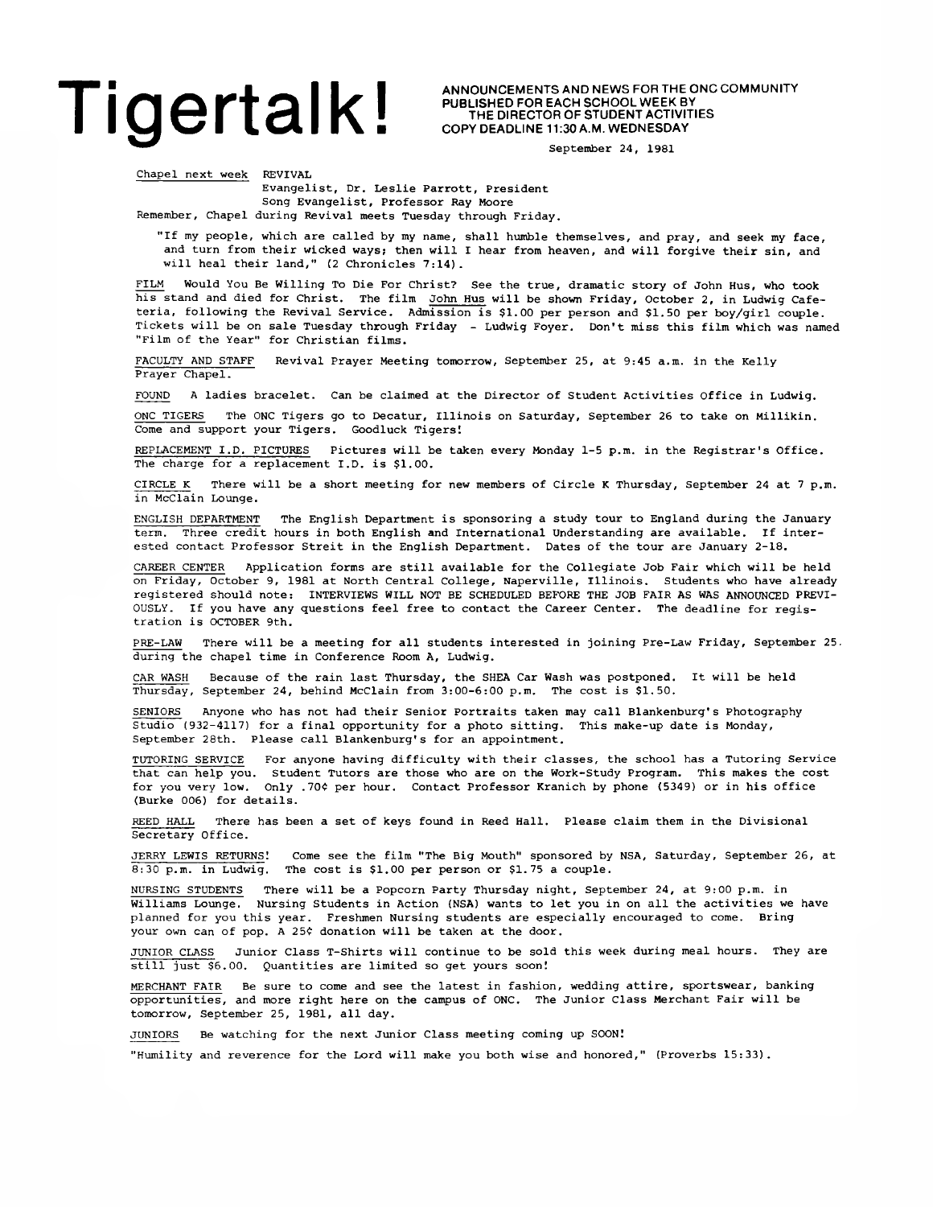# Tigertalk!

ANNOUNCEMENTS AND NEWS FOR THE ONC COMMUNITY
PUBLISHED FOR EACH SCHOOL WEEK BY
THE DIRECTOR OF STUDENT ACTIVITIES
COPY DEADLINE 11:30 A.M. WEDNESDAY

September 24, 1981

Chapel next week REVIVAL
Evangelist, Dr. Leslie Parrott, President
Song Evangelist, Professor Ray Moore
Remember, Chapel during Revival meets Tuesday through Friday.

"If my people, which are called by my name, shall humble themselves, and pray, and seek my face, and turn from their wicked ways; then will I hear from heaven, and will forgive their sin, and will heal their land," (2 Chronicles 7:14).

FILM Would You Be Willing To Die For Christ? See the true, dramatic story of John Hus, who took his stand and died for Christ. The film John Hus will be shown Friday, October 2, in Ludwig Cafeteria, following the Revival Service. Admission is $1.00 per person and $1.50 per boy/girl couple. Tickets will be on sale Tuesday through Friday - Ludwig Foyer. Don't miss this film which was named "Film of the Year" for Christian films.

FACULTY AND STAFF Revival Prayer Meeting tomorrow, September 25, at 9:45 a.m. in the Kelly Prayer Chapel.

FOUND A ladies bracelet. Can be claimed at the Director of Student Activities Office in Ludwig.

ONC TIGERS The ONC Tigers go to Decatur, Illinois on Saturday, September 26 to take on Millikin. Come and support your Tigers. Goodluck Tigers!

REPLACEMENT I.D. PICTURES Pictures will be taken every Monday 1-5 p.m. in the Registrar's Office. The charge for a replacement I.D. is $1.00.

CIRCLE K There will be a short meeting for new members of Circle K Thursday, September 24 at 7 p.m. in McClain Lounge.

ENGLISH DEPARTMENT The English Department is sponsoring a study tour to England during the January term. Three credit hours in both English and International Understanding are available. If interested contact Professor Streit in the English Department. Dates of the tour are January 2-18.

CAREER CENTER Application forms are still available for the Collegiate Job Fair which will be held on Friday, October 9, 1981 at North Central College, Naperville, Illinois. Students who have already registered should note: INTERVIEWS WILL NOT BE SCHEDULED BEFORE THE JOB FAIR AS WAS ANNOUNCED PREVIOUSLY. If you have any questions feel free to contact the Career Center. The deadline for registration is OCTOBER 9th.

PRE-LAW There will be a meeting for all students interested in joining Pre-Law Friday, September 25. during the chapel time in Conference Room A, Ludwig.

CAR WASH Because of the rain last Thursday, the SHEA Car Wash was postponed. It will be held Thursday, September 24, behind McClain from 3:00-6:00 p.m. The cost is $1.50.

SENIORS Anyone who has not had their Senior Portraits taken may call Blankenburg's Photography Studio (932-4117) for a final opportunity for a photo sitting. This make-up date is Monday, September 28th. Please call Blankenburg's for an appointment.

TUTORING SERVICE For anyone having difficulty with their classes, the school has a Tutoring Service that can help you. Student Tutors are those who are on the Work-Study Program. This makes the cost for you very low. Only .70¢ per hour. Contact Professor Kranich by phone (5349) or in his office (Burke 006) for details.

REED HALL There has been a set of keys found in Reed Hall. Please claim them in the Divisional Secretary Office.

JERRY LEWIS RETURNS! Come see the film "The Big Mouth" sponsored by NSA, Saturday, September 26, at 8:30 p.m. in Ludwig. The cost is $1.00 per person or $1.75 a couple.

NURSING STUDENTS There will be a Popcorn Party Thursday night, September 24, at 9:00 p.m. in Williams Lounge. Nursing Students in Action (NSA) wants to let you in on all the activities we have planned for you this year. Freshmen Nursing students are especially encouraged to come. Bring your own can of pop. A 25¢ donation will be taken at the door.

JUNIOR CLASS Junior Class T-Shirts will continue to be sold this week during meal hours. They are still just $6.00. Quantities are limited so get yours soon!

MERCHANT FAIR Be sure to come and see the latest in fashion, wedding attire, sportswear, banking opportunities, and more right here on the campus of ONC. The Junior Class Merchant Fair will be tomorrow, September 25, 1981, all day.

JUNIORS Be watching for the next Junior Class meeting coming up SOON!

"Humility and reverence for the Lord will make you both wise and honored," (Proverbs 15:33).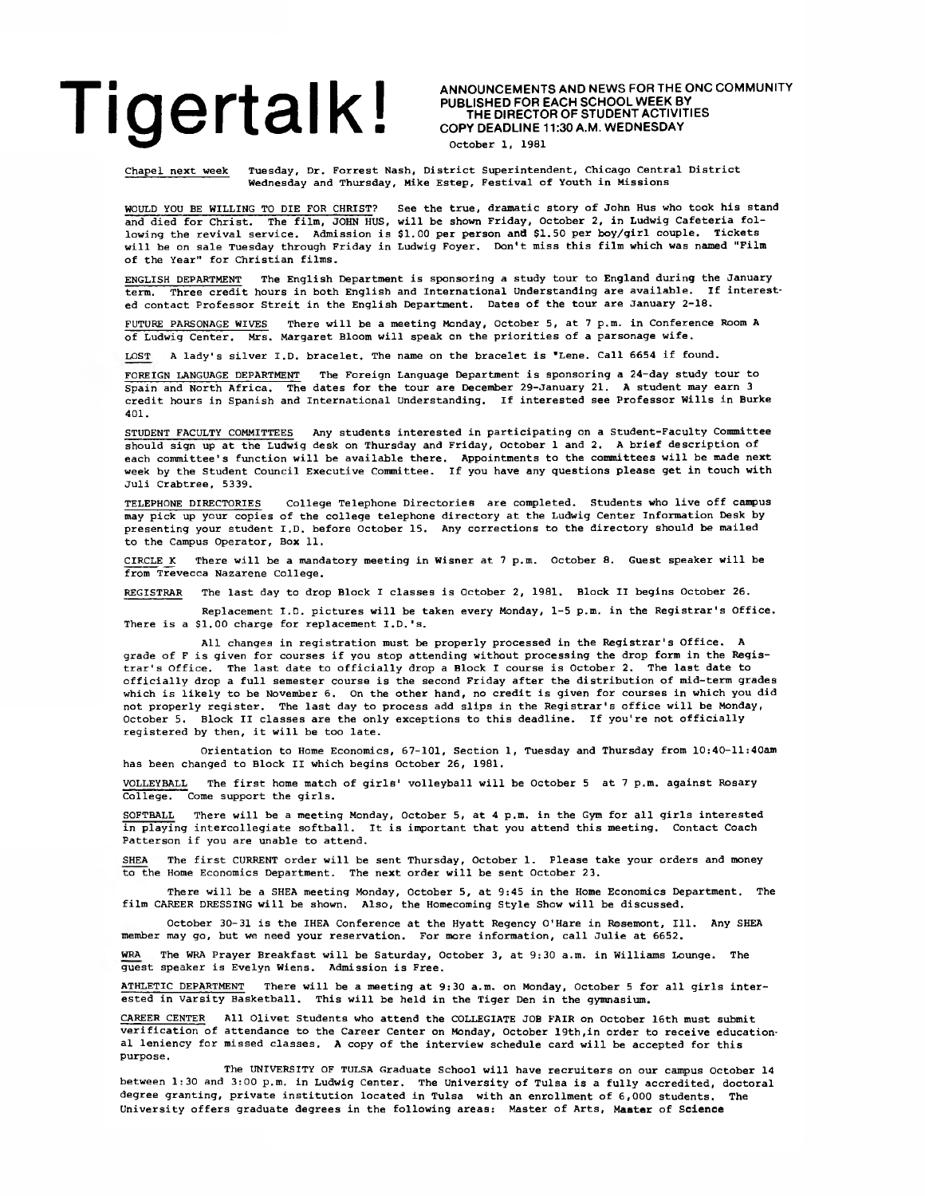# Tigertalk!

**ANNOUNCEMENTS AND NEWS FOR THE ONC COMMUNITY**
**PUBLISHED FOR EACH SCHOOL WEEK BY THE DIRECTOR OF STUDENT ACTIVITIES**
**COPY DEADLINE 11:30 A.M. WEDNESDAY**

October 1, 1981

Chapel next week Tuesday, Dr. Forrest Nash, District Superintendent, Chicago Central District
Wednesday and Thursday, Mike Estep, Festival of Youth in Missions

WOULD YOU BE WILLING TO DIE FOR CHRIST? See the true, dramatic story of John Hus who took his stand and died for Christ. The film, JOHN HUS, will be shown Friday, October 2, in Ludwig Cafeteria following the revival service. Admission is $1.00 per person and $1.50 per boy/girl couple. Tickets will be on sale Tuesday through Friday in Ludwig Foyer. Don't miss this film which was named "Film of the Year" for Christian films.

ENGLISH DEPARTMENT The English Department is sponsoring a study tour to England during the January term. Three credit hours in both English and International Understanding are available. If interested contact Professor Streit in the English Department. Dates of the tour are January 2-18.

FUTURE PARSONAGE WIVES There will be a meeting Monday, October 5, at 7 p.m. in Conference Room A of Ludwig Center. Mrs. Margaret Bloom will speak on the priorities of a parsonage wife.

LOST A lady's silver I.D. bracelet. The name on the bracelet is 'Lene. Call 6654 if found.

FOREIGN LANGUAGE DEPARTMENT The Foreign Language Department is sponsoring a 24-day study tour to Spain and North Africa. The dates for the tour are December 29-January 21. A student may earn 3 credit hours in Spanish and International Understanding. If interested see Professor Wills in Burke 401.

STUDENT FACULTY COMMITTEES Any students interested in participating on a Student-Faculty Committee should sign up at the Ludwig desk on Thursday and Friday, October 1 and 2. A brief description of each committee's function will be available there. Appointments to the committees will be made next week by the Student Council Executive Committee. If you have any questions please get in touch with Juli Crabtree, 5339.

TELEPHONE DIRECTORIES College Telephone Directories are completed. Students who live off campus may pick up your copies of the college telephone directory at the Ludwig Center Information Desk by presenting your student I.D. before October 15. Any corrections to the directory should be mailed to the Campus Operator, Box 11.

CIRCLE K There will be a mandatory meeting in Wisner at 7 p.m. October 8. Guest speaker will be from Trevecca Nazarene College.

REGISTRAR The last day to drop Block I classes is October 2, 1981. Block II begins October 26.

Replacement I.D. pictures will be taken every Monday, 1-5 p.m. in the Registrar's Office. There is a $1.00 charge for replacement I.D.'s.

All changes in registration must be properly processed in the Registrar's Office. A grade of F is given for courses if you stop attending without processing the drop form in the Registrar's Office. The last date to officially drop a Block I course is October 2. The last date to officially drop a full semester course is the second Friday after the distribution of mid-term grades which is likely to be November 6. On the other hand, no credit is given for courses in which you did not properly register. The last day to process add slips in the Registrar's office will be Monday, October 5. Block II classes are the only exceptions to this deadline. If you're not officially registered by then, it will be too late.

Orientation to Home Economics, 67-101, Section 1, Tuesday and Thursday from 10:40-11:40am has been changed to Block II which begins October 26, 1981.

VOLLEYBALL The first home match of girls' volleyball will be October 5 at 7 p.m. against Rosary College. Come support the girls.

SOFTBALL There will be a meeting Monday, October 5, at 4 p.m. in the Gym for all girls interested in playing intercollegiate softball. It is important that you attend this meeting. Contact Coach Patterson if you are unable to attend.

SHEA The first CURRENT order will be sent Thursday, October 1. Please take your orders and money to the Home Economics Department. The next order will be sent October 23.

There will be a SHEA meeting Monday, October 5, at 9:45 in the Home Economics Department. The film CAREER DRESSING will be shown. Also, the Homecoming Style Show will be discussed.

October 30-31 is the IHEA Conference at the Hyatt Regency O'Hare in Rosemont, Ill. Any SHEA member may go, but we need your reservation. For more information, call Julie at 6652.

WRA The WRA Prayer Breakfast will be Saturday, October 3, at 9:30 a.m. in Williams Lounge. The guest speaker is Evelyn Wiens. Admission is Free.

ATHLETIC DEPARTMENT There will be a meeting at 9:30 a.m. on Monday, October 5 for all girls interested in Varsity Basketball. This will be held in the Tiger Den in the gymnasium.

CAREER CENTER All Olivet Students who attend the COLLEGIATE JOB FAIR on October 16th must submit verification of attendance to the Career Center on Monday, October 19th, in order to receive educational leniency for missed classes. A copy of the interview schedule card will be accepted for this purpose.

The UNIVERSITY OF TULSA Graduate School will have recruiters on our campus October 14 between 1:30 and 3:00 p.m. in Ludwig Center. The University of Tulsa is a fully accredited, doctoral degree granting, private institution located in Tulsa with an enrollment of 6,000 students. The University offers graduate degrees in the following areas: Master of Arts, Master of Science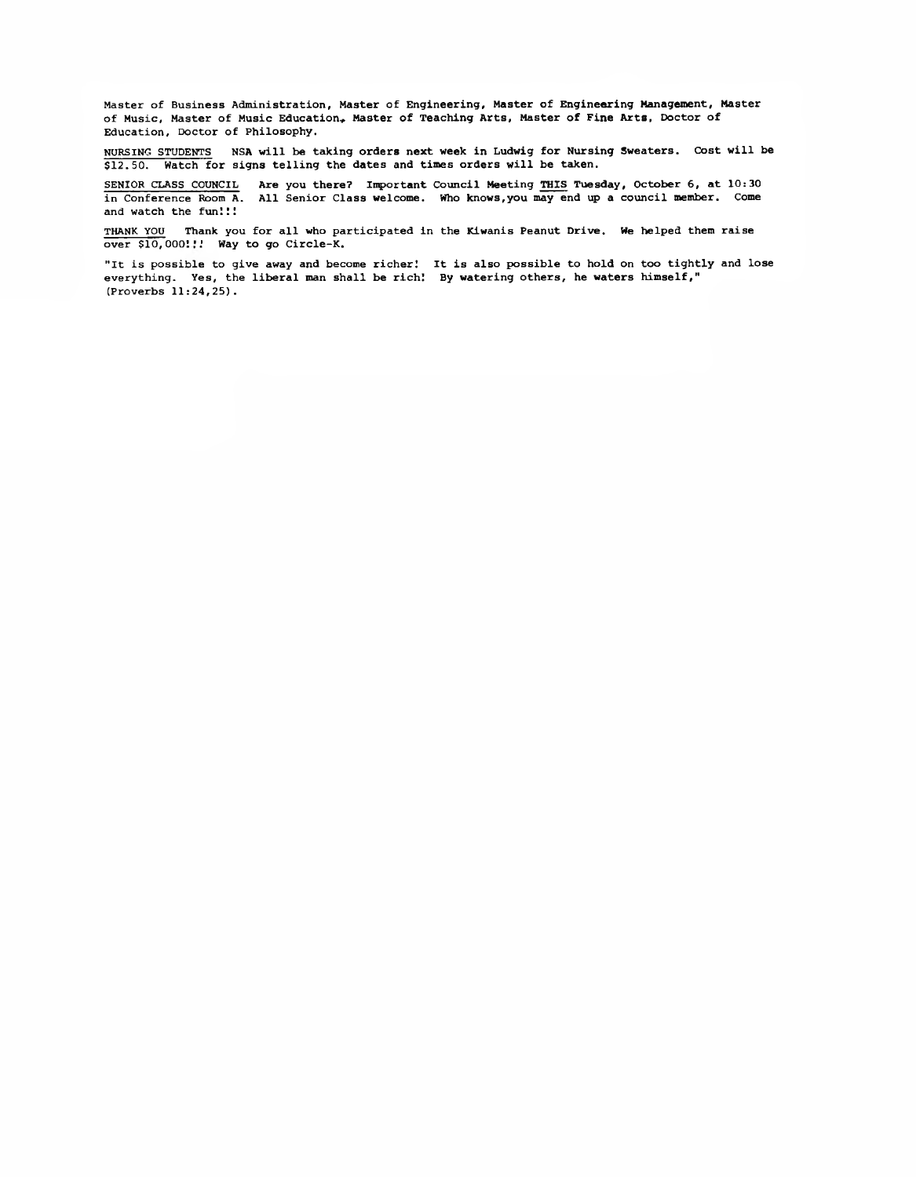Master of Business Administration, Master of Engineering, Master of Engineering Management, Master of Music, Master of Music Education, Master of Teaching Arts, Master of Fine Arts, Doctor of Education, Doctor of Philosophy.

NURSING STUDENTS NSA will be taking orders next week in Ludwig for Nursing Sweaters. Cost will be $12.50. Watch for signs telling the dates and times orders will be taken.

SENIOR CLASS COUNCIL Are you there? Important Council Meeting THIS Tuesday, October 6, at 10:30 in Conference Room A. All Senior Class welcome. Who knows, you may end up a council member. Come and watch the fun!!!

THANK YOU Thank you for all who participated in the Kiwanis Peanut Drive. We helped them raise over $10,000!!! Way to go Circle-K.

"It is possible to give away and become richer! It is also possible to hold on too tightly and lose everything. Yes, the liberal man shall be rich! By watering others, he waters himself," (Proverbs 11:24,25).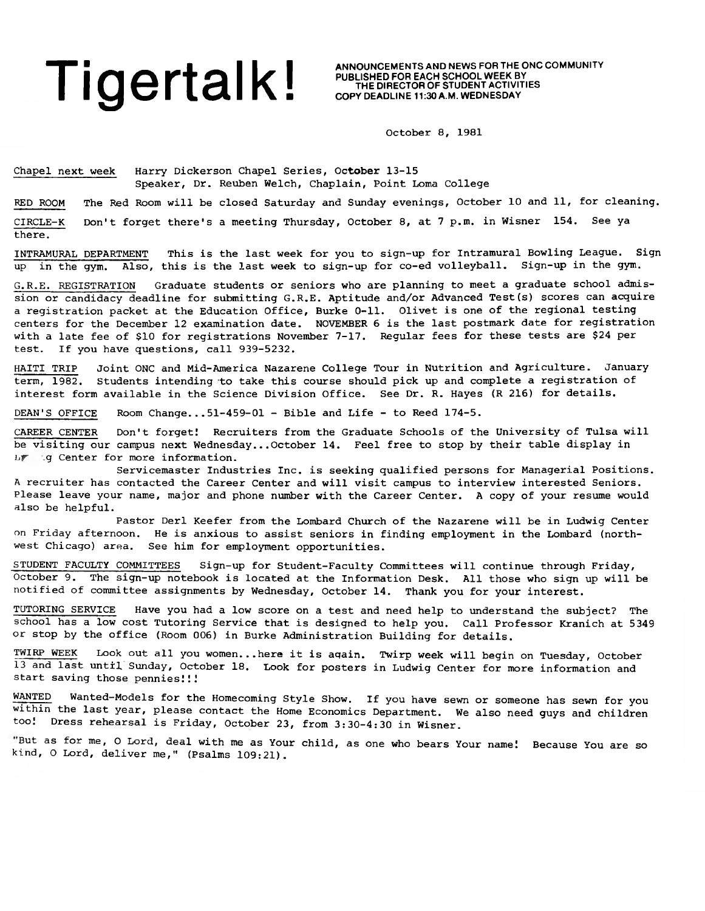# Tigertalk!

ANNOUNCEMENTS AND NEWS FOR THE ONC COMMUNITY
PUBLISHED FOR EACH SCHOOL WEEK BY
THE DIRECTOR OF STUDENT ACTIVITIES
COPY DEADLINE 11:30 A.M. WEDNESDAY

October 8, 1981

Chapel next week — Harry Dickerson Chapel Series, October 13-15
Speaker, Dr. Reuben Welch, Chaplain, Point Loma College

RED ROOM — The Red Room will be closed Saturday and Sunday evenings, October 10 and 11, for cleaning.

CIRCLE-K — Don't forget there's a meeting Thursday, October 8, at 7 p.m. in Wisner 154. See ya there.

INTRAMURAL DEPARTMENT — This is the last week for you to sign-up for Intramural Bowling League. Sign up in the gym. Also, this is the last week to sign-up for co-ed volleyball. Sign-up in the gym.

G.R.E. REGISTRATION — Graduate students or seniors who are planning to meet a graduate school admission or candidacy deadline for submitting G.R.E. Aptitude and/or Advanced Test(s) scores can acquire a registration packet at the Education Office, Burke 0-11. Olivet is one of the regional testing centers for the December 12 examination date. NOVEMBER 6 is the last postmark date for registration with a late fee of $10 for registrations November 7-17. Regular fees for these tests are $24 per test. If you have questions, call 939-5232.

HAITI TRIP — Joint ONC and Mid-America Nazarene College Tour in Nutrition and Agriculture. January term, 1982. Students intending to take this course should pick up and complete a registration of interest form available in the Science Division Office. See Dr. R. Hayes (R 216) for details.

DEAN'S OFFICE — Room Change...51-459-01 - Bible and Life - to Reed 174-5.

CAREER CENTER — Don't forget! Recruiters from the Graduate Schools of the University of Tulsa will be visiting our campus next Wednesday...October 14. Feel free to stop by their table display in Lu g Center for more information.

Servicemaster Industries Inc. is seeking qualified persons for Managerial Positions. A recruiter has contacted the Career Center and will visit campus to interview interested Seniors. Please leave your name, major and phone number with the Career Center. A copy of your resume would also be helpful.

Pastor Derl Keefer from the Lombard Church of the Nazarene will be in Ludwig Center on Friday afternoon. He is anxious to assist seniors in finding employment in the Lombard (northwest Chicago) area. See him for employment opportunities.

STUDENT FACULTY COMMITTEES — Sign-up for Student-Faculty Committees will continue through Friday, October 9. The sign-up notebook is located at the Information Desk. All those who sign up will be notified of committee assignments by Wednesday, October 14. Thank you for your interest.

TUTORING SERVICE — Have you had a low score on a test and need help to understand the subject? The school has a low cost Tutoring Service that is designed to help you. Call Professor Kranich at 5349 or stop by the office (Room 006) in Burke Administration Building for details.

TWIRP WEEK — Look out all you women...here it is again. Twirp week will begin on Tuesday, October 13 and last until Sunday, October 18. Look for posters in Ludwig Center for more information and start saving those pennies!!!

WANTED — Wanted-Models for the Homecoming Style Show. If you have sewn or someone has sewn for you within the last year, please contact the Home Economics Department. We also need guys and children too! Dress rehearsal is Friday, October 23, from 3:30-4:30 in Wisner.

"But as for me, O Lord, deal with me as Your child, as one who bears Your name! Because You are so kind, O Lord, deliver me," (Psalms 109:21).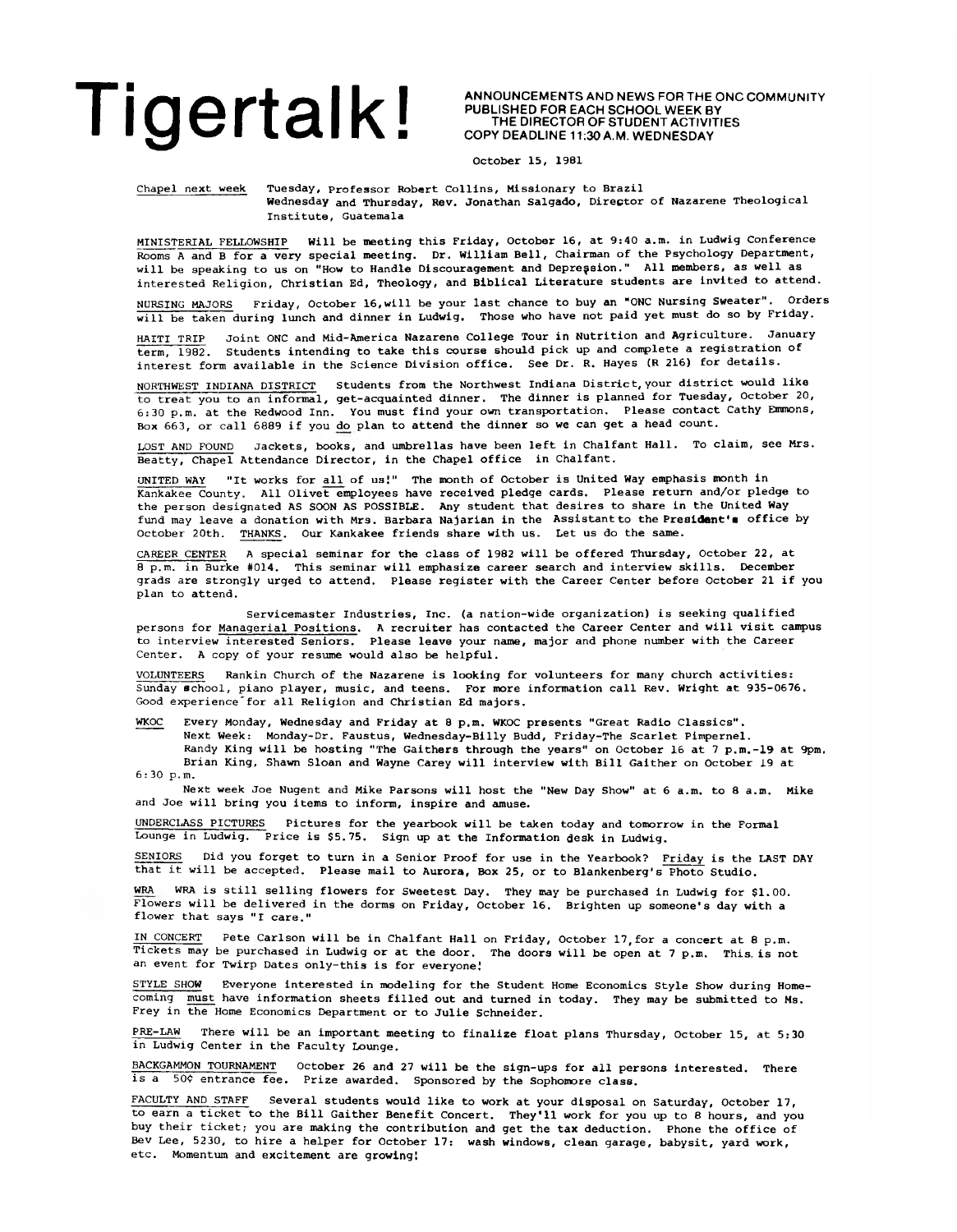# Tigertalk!

ANNOUNCEMENTS AND NEWS FOR THE ONC COMMUNITY
PUBLISHED FOR EACH SCHOOL WEEK BY
THE DIRECTOR OF STUDENT ACTIVITIES
COPY DEADLINE 11:30 A.M. WEDNESDAY

October 15, 1981

Chapel next week — Tuesday, Professor Robert Collins, Missionary to Brazil
Wednesday and Thursday, Rev. Jonathan Salgado, Director of Nazarene Theological Institute, Guatemala

MINISTERIAL FELLOWSHIP Will be meeting this Friday, October 16, at 9:40 a.m. in Ludwig Conference Rooms A and B for a very special meeting. Dr. William Bell, Chairman of the Psychology Department, will be speaking to us on "How to Handle Discouragement and Depression." All members, as well as interested Religion, Christian Ed, Theology, and Biblical Literature students are invited to attend.

NURSING MAJORS Friday, October 16, will be your last chance to buy an "ONC Nursing Sweater". Orders will be taken during lunch and dinner in Ludwig. Those who have not paid yet must do so by Friday.

HAITI TRIP Joint ONC and Mid-America Nazarene College Tour in Nutrition and Agriculture. January term, 1982. Students intending to take this course should pick up and complete a registration of interest form available in the Science Division office. See Dr. R. Hayes (R 216) for details.

NORTHWEST INDIANA DISTRICT Students from the Northwest Indiana District, your district would like to treat you to an informal, get-acquainted dinner. The dinner is planned for Tuesday, October 20, 6:30 p.m. at the Redwood Inn. You must find your own transportation. Please contact Cathy Emmons, Box 663, or call 6889 if you do plan to attend the dinner so we can get a head count.

LOST AND FOUND Jackets, books, and umbrellas have been left in Chalfant Hall. To claim, see Mrs. Beatty, Chapel Attendance Director, in the Chapel office in Chalfant.

UNITED WAY "It works for all of us!" The month of October is United Way emphasis month in Kankakee County. All Olivet employees have received pledge cards. Please return and/or pledge to the person designated AS SOON AS POSSIBLE. Any student that desires to share in the United Way fund may leave a donation with Mrs. Barbara Najarian in the Assistant to the President's office by October 20th. THANKS. Our Kankakee friends share with us. Let us do the same.

CAREER CENTER A special seminar for the class of 1982 will be offered Thursday, October 22, at 8 p.m. in Burke #014. This seminar will emphasize career search and interview skills. December grads are strongly urged to attend. Please register with the Career Center before October 21 if you plan to attend.

Servicemaster Industries, Inc. (a nation-wide organization) is seeking qualified persons for Managerial Positions. A recruiter has contacted the Career Center and will visit campus to interview interested Seniors. Please leave your name, major and phone number with the Career Center. A copy of your resume would also be helpful.

VOLUNTEERS Rankin Church of the Nazarene is looking for volunteers for many church activities: Sunday school, piano player, music, and teens. For more information call Rev. Wright at 935-0676. Good experience for all Religion and Christian Ed majors.

WKOC Every Monday, Wednesday and Friday at 8 p.m. WKOC presents "Great Radio Classics". Next Week: Monday-Dr. Faustus, Wednesday-Billy Budd, Friday-The Scarlet Pimpernel. Randy King will be hosting "The Gaithers through the years" on October 16 at 7 p.m.-19 at 9pm. Brian King, Shawn Sloan and Wayne Carey will interview with Bill Gaither on October 19 at 6:30 p.m.

Next week Joe Nugent and Mike Parsons will host the "New Day Show" at 6 a.m. to 8 a.m. Mike and Joe will bring you items to inform, inspire and amuse.

UNDERCLASS PICTURES Pictures for the yearbook will be taken today and tomorrow in the Formal Lounge in Ludwig. Price is $5.75. Sign up at the Information desk in Ludwig.

SENIORS Did you forget to turn in a Senior Proof for use in the Yearbook? Friday is the LAST DAY that it will be accepted. Please mail to Aurora, Box 25, or to Blankenberg's Photo Studio.

WRA WRA is still selling flowers for Sweetest Day. They may be purchased in Ludwig for $1.00. Flowers will be delivered in the dorms on Friday, October 16. Brighten up someone's day with a flower that says "I care."

IN CONCERT Pete Carlson will be in Chalfant Hall on Friday, October 17, for a concert at 8 p.m. Tickets may be purchased in Ludwig or at the door. The doors will be open at 7 p.m. This is not an event for Twirp Dates only-this is for everyone!

STYLE SHOW Everyone interested in modeling for the Student Home Economics Style Show during Homecoming must have information sheets filled out and turned in today. They may be submitted to Ms. Frey in the Home Economics Department or to Julie Schneider.

PRE-LAW There will be an important meeting to finalize float plans Thursday, October 15, at 5:30 in Ludwig Center in the Faculty Lounge.

BACKGAMMON TOURNAMENT October 26 and 27 will be the sign-ups for all persons interested. There is a 50¢ entrance fee. Prize awarded. Sponsored by the Sophomore class.

FACULTY AND STAFF Several students would like to work at your disposal on Saturday, October 17, to earn a ticket to the Bill Gaither Benefit Concert. They'll work for you up to 8 hours, and you buy their ticket; you are making the contribution and get the tax deduction. Phone the office of Bev Lee, 5230, to hire a helper for October 17: wash windows, clean garage, babysit, yard work, etc. Momentum and excitement are growing!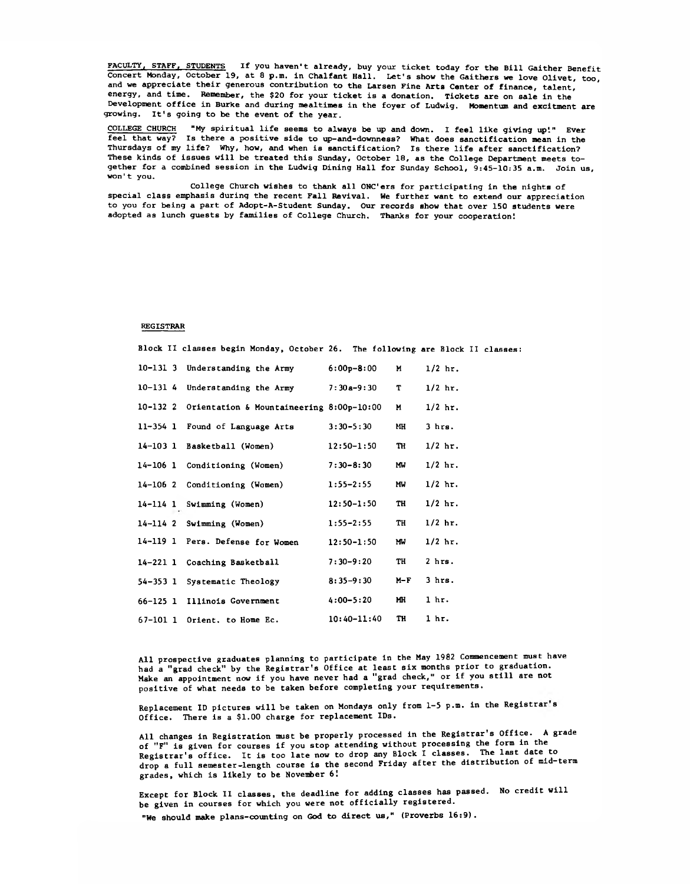FACULTY, STAFF, STUDENTS If you haven't already, buy your ticket today for the Bill Gaither Benefit Concert Monday, October 19, at 8 p.m. in Chalfant Hall. Let's show the Gaithers we love Olivet, too, and we appreciate their generous contribution to the Larsen Fine Arts Center of finance, talent, energy, and time. Remember, the $20 for your ticket is a donation. Tickets are on sale in the Development office in Burke and during mealtimes in the foyer of Ludwig. Momentum and excitment are growing. It's going to be the event of the year.

COLLEGE CHURCH "My spiritual life seems to always be up and down. I feel like giving up!" Ever feel that way? Is there a positive side to up-and-downness? What does sanctification mean in the Thursdays of my life? Why, how, and when is sanctification? Is there life after sanctification? These kinds of issues will be treated this Sunday, October 18, as the College Department meets together for a combined session in the Ludwig Dining Hall for Sunday School, 9:45-10:35 a.m. Join us, won't you.

College Church wishes to thank all ONC'ers for participating in the nights of special class emphasis during the recent Fall Revival. We further want to extend our appreciation to you for being a part of Adopt-A-Student Sunday. Our records show that over 150 students were adopted as lunch guests by families of College Church. Thanks for your cooperation!

REGISTRAR

Block II classes begin Monday, October 26. The following are Block II classes:

| | | | | |
|---|---|---|---|---|
| 10-131 3 | Understanding the Army | 6:00p-8:00 | M | 1/2 hr. |
| 10-131 4 | Understanding the Army | 7:30a-9:30 | T | 1/2 hr. |
| 10-132 2 | Orientation & Mountaineering | 8:00p-10:00 | M | 1/2 hr. |
| 11-354 1 | Found of Language Arts | 3:30-5:30 | MH | 3 hrs. |
| 14-103 1 | Basketball (Women) | 12:50-1:50 | TH | 1/2 hr. |
| 14-106 1 | Conditioning (Women) | 7:30-8:30 | MW | 1/2 hr. |
| 14-106 2 | Conditioning (Women) | 1:55-2:55 | MW | 1/2 hr. |
| 14-114 1 | Swimming (Women) | 12:50-1:50 | TH | 1/2 hr. |
| 14-114 2 | Swimming (Women) | 1:55-2:55 | TH | 1/2 hr. |
| 14-119 1 | Pers. Defense for Women | 12:50-1:50 | MW | 1/2 hr. |
| 14-221 1 | Coaching Basketball | 7:30-9:20 | TH | 2 hrs. |
| 54-353 1 | Systematic Theology | 8:35-9:30 | M-F | 3 hrs. |
| 66-125 1 | Illinois Government | 4:00-5:20 | MH | 1 hr. |
| 67-101 1 | Orient. to Home Ec. | 10:40-11:40 | TH | 1 hr. |

All prospective graduates planning to participate in the May 1982 Commencement must have had a "grad check" by the Registrar's Office at least six months prior to graduation. Make an appointment now if you have never had a "grad check," or if you still are not positive of what needs to be taken before completing your requirements.

Replacement ID pictures will be taken on Mondays only from 1-5 p.m. in the Registrar's Office. There is a $1.00 charge for replacement IDs.

All changes in Registration must be properly processed in the Registrar's Office. A grade of "F" is given for courses if you stop attending without processing the form in the Registrar's office. It is too late now to drop any Block I classes. The last date to drop a full semester-length course is the second Friday after the distribution of mid-term grades, which is likely to be November 6!

Except for Block II classes, the deadline for adding classes has passed. No credit will be given in courses for which you were not officially registered.

"We should make plans-counting on God to direct us," (Proverbs 16:9).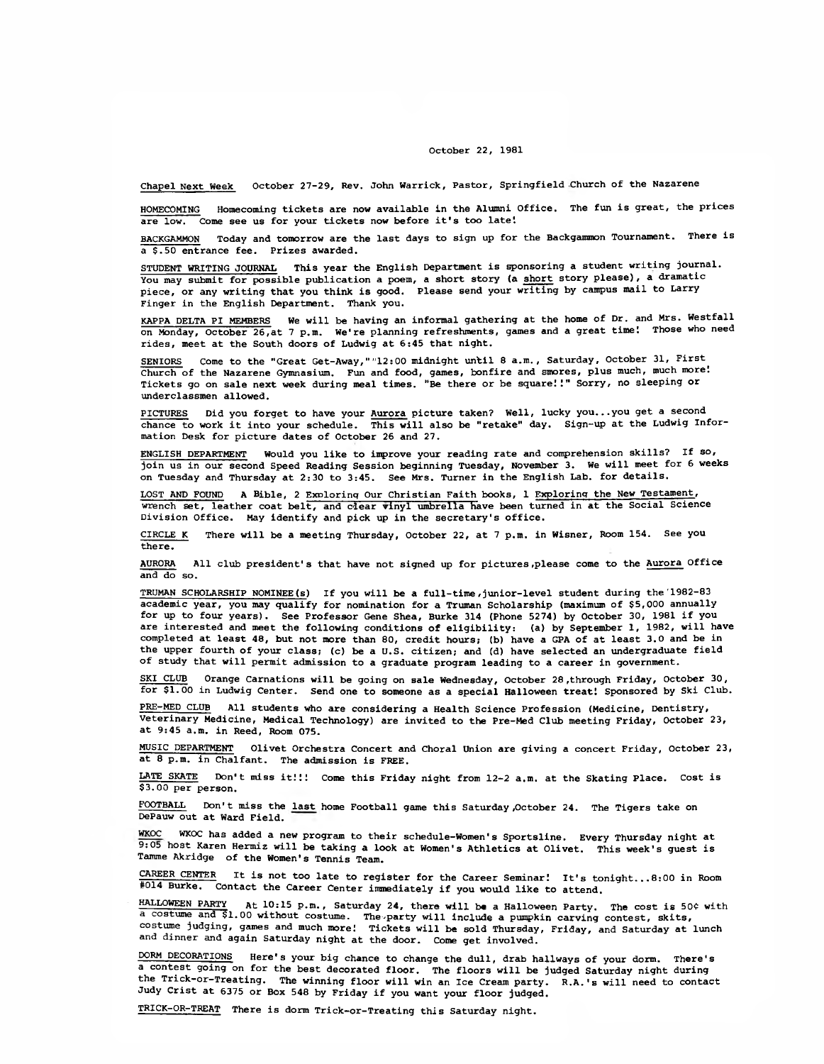October 22, 1981

Chapel Next Week   October 27-29, Rev. John Warrick, Pastor, Springfield Church of the Nazarene

HOMECOMING   Homecoming tickets are now available in the Alumni Office. The fun is great, the prices are low. Come see us for your tickets now before it's too late!

BACKGAMMON   Today and tomorrow are the last days to sign up for the Backgammon Tournament. There is a $.50 entrance fee. Prizes awarded.

STUDENT WRITING JOURNAL   This year the English Department is sponsoring a student writing journal. You may submit for possible publication a poem, a short story (a short story please), a dramatic piece, or any writing that you think is good. Please send your writing by campus mail to Larry Finger in the English Department. Thank you.

KAPPA DELTA PI MEMBERS   We will be having an informal gathering at the home of Dr. and Mrs. Westfall on Monday, October 26, at 7 p.m. We're planning refreshments, games and a great time! Those who need rides, meet at the South doors of Ludwig at 6:45 that night.

SENIORS   Come to the "Great Get-Away," 12:00 midnight until 8 a.m., Saturday, October 31, First Church of the Nazarene Gymnasium. Fun and food, games, bonfire and smores, plus much, much more! Tickets go on sale next week during meal times. "Be there or be square!!" Sorry, no sleeping or underclassmen allowed.

PICTURES   Did you forget to have your Aurora picture taken? Well, lucky you...you get a second chance to work it into your schedule. This will also be "retake" day. Sign-up at the Ludwig Information Desk for picture dates of October 26 and 27.

ENGLISH DEPARTMENT   Would you like to improve your reading rate and comprehension skills? If so, join us in our second Speed Reading Session beginning Tuesday, November 3. We will meet for 6 weeks on Tuesday and Thursday at 2:30 to 3:45. See Mrs. Turner in the English Lab. for details.

LOST AND FOUND   A Bible, 2 Exploring Our Christian Faith books, 1 Exploring the New Testament, wrench set, leather coat belt, and clear vinyl umbrella have been turned in at the Social Science Division Office. May identify and pick up in the secretary's office.

CIRCLE K   There will be a meeting Thursday, October 22, at 7 p.m. in Wisner, Room 154. See you there.

AURORA   All club president's that have not signed up for pictures, please come to the Aurora Office and do so.

TRUMAN SCHOLARSHIP NOMINEE(s)   If you will be a full-time, junior-level student during the 1982-83 academic year, you may qualify for nomination for a Truman Scholarship (maximum of $5,000 annually for up to four years). See Professor Gene Shea, Burke 314 (Phone 5274) by October 30, 1981 if you are interested and meet the following conditions of eligibility: (a) by September 1, 1982, will have completed at least 48, but not more than 80, credit hours; (b) have a GPA of at least 3.0 and be in the upper fourth of your class; (c) be a U.S. citizen; and (d) have selected an undergraduate field of study that will permit admission to a graduate program leading to a career in government.

SKI CLUB   Orange Carnations will be going on sale Wednesday, October 28, through Friday, October 30, for $1.00 in Ludwig Center. Send one to someone as a special Halloween treat! Sponsored by Ski Club.

PRE-MED CLUB   All students who are considering a Health Science Profession (Medicine, Dentistry, Veterinary Medicine, Medical Technology) are invited to the Pre-Med Club meeting Friday, October 23, at 9:45 a.m. in Reed, Room 075.

MUSIC DEPARTMENT   Olivet Orchestra Concert and Choral Union are giving a concert Friday, October 23, at 8 p.m. in Chalfant. The admission is FREE.

LATE SKATE   Don't miss it!!! Come this Friday night from 12-2 a.m. at the Skating Place. Cost is $3.00 per person.

FOOTBALL   Don't miss the last home Football game this Saturday, October 24. The Tigers take on DePauw out at Ward Field.

WKOC   WKOC has added a new program to their schedule-Women's Sportsline. Every Thursday night at 9:05 host Karen Hermiz will be taking a look at Women's Athletics at Olivet. This week's guest is Tamme Akridge of the Women's Tennis Team.

CAREER CENTER   It is not too late to register for the Career Seminar! It's tonight...8:00 in Room #014 Burke. Contact the Career Center immediately if you would like to attend.

HALLOWEEN PARTY   At 10:15 p.m., Saturday 24, there will be a Halloween Party. The cost is 50¢ with a costume and $1.00 without costume. The party will include a pumpkin carving contest, skits, costume judging, games and much more! Tickets will be sold Thursday, Friday, and Saturday at lunch and dinner and again Saturday night at the door. Come get involved.

DORM DECORATIONS   Here's your big chance to change the dull, drab hallways of your dorm. There's a contest going on for the best decorated floor. The floors will be judged Saturday night during the Trick-or-Treating. The winning floor will win an Ice Cream party. R.A.'s will need to contact Judy Crist at 6375 or Box 548 by Friday if you want your floor judged.

TRICK-OR-TREAT   There is dorm Trick-or-Treating this Saturday night.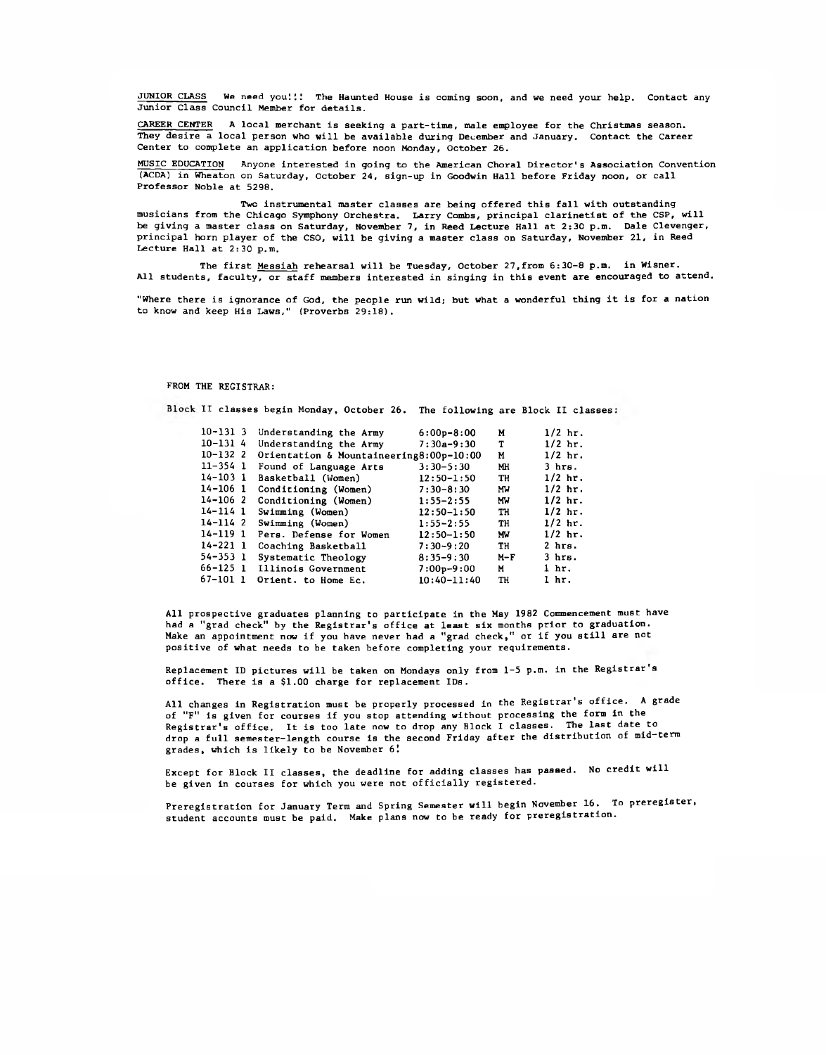JUNIOR CLASS We need you!!! The Haunted House is coming soon, and we need your help. Contact any Junior Class Council Member for details.

CAREER CENTER A local merchant is seeking a part-time, male employee for the Christmas season. They desire a local person who will be available during December and January. Contact the Career Center to complete an application before noon Monday, October 26.

MUSIC EDUCATION Anyone interested in going to the American Choral Director's Association Convention (ACDA) in Wheaton on Saturday, October 24, sign-up in Goodwin Hall before Friday noon, or call Professor Noble at 5298.

Two instrumental master classes are being offered this fall with outstanding musicians from the Chicago Symphony Orchestra. Larry Combs, principal clarinetist of the CSP, will be giving a master class on Saturday, November 7, in Reed Lecture Hall at 2:30 p.m. Dale Clevenger, principal horn player of the CSO, will be giving a master class on Saturday, November 21, in Reed Lecture Hall at 2:30 p.m.

The first Messiah rehearsal will be Tuesday, October 27, from 6:30-8 p.m. in Wisner. All students, faculty, or staff members interested in singing in this event are encouraged to attend.

"Where there is ignorance of God, the people run wild; but what a wonderful thing it is for a nation to know and keep His Laws," (Proverbs 29:18).

FROM THE REGISTRAR:

Block II classes begin Monday, October 26. The following are Block II classes:

| | | | | |
|---|---|---|---|---|
| 10-131 3 | Understanding the Army | 6:00p-8:00 | M | 1/2 hr. |
| 10-131 4 | Understanding the Army | 7:30a-9:30 | T | 1/2 hr. |
| 10-132 2 | Orientation & Mountaineering | 8:00p-10:00 | M | 1/2 hr. |
| 11-354 1 | Found of Language Arts | 3:30-5:30 | MH | 3 hrs. |
| 14-103 1 | Basketball (Women) | 12:50-1:50 | TH | 1/2 hr. |
| 14-106 1 | Conditioning (Women) | 7:30-8:30 | MW | 1/2 hr. |
| 14-106 2 | Conditioning (Women) | 1:55-2:55 | MW | 1/2 hr. |
| 14-114 1 | Swimming (Women) | 12:50-1:50 | TH | 1/2 hr. |
| 14-114 2 | Swimming (Women) | 1:55-2:55 | TH | 1/2 hr. |
| 14-119 1 | Pers. Defense for Women | 12:50-1:50 | MW | 1/2 hr. |
| 14-221 1 | Coaching Basketball | 7:30-9:20 | TH | 2 hrs. |
| 54-353 1 | Systematic Theology | 8:35-9:30 | M-F | 3 hrs. |
| 66-125 1 | Illinois Government | 7:00p-9:00 | M | 1 hr. |
| 67-101 1 | Orient. to Home Ec. | 10:40-11:40 | TH | 1 hr. |

All prospective graduates planning to participate in the May 1982 Commencement must have had a "grad check" by the Registrar's office at least six months prior to graduation. Make an appointment now if you have never had a "grad check," or if you still are not positive of what needs to be taken before completing your requirements.

Replacement ID pictures will be taken on Mondays only from 1-5 p.m. in the Registrar's office. There is a $1.00 charge for replacement IDs.

All changes in Registration must be properly processed in the Registrar's office. A grade of "F" is given for courses if you stop attending without processing the form in the Registrar's office. It is too late now to drop any Block I classes. The last date to drop a full semester-length course is the second Friday after the distribution of mid-term grades, which is likely to be November 6!

Except for Block II classes, the deadline for adding classes has passed. No credit will be given in courses for which you were not officially registered.

Preregistration for January Term and Spring Semester will begin November 16. To preregister, student accounts must be paid. Make plans now to be ready for preregistration.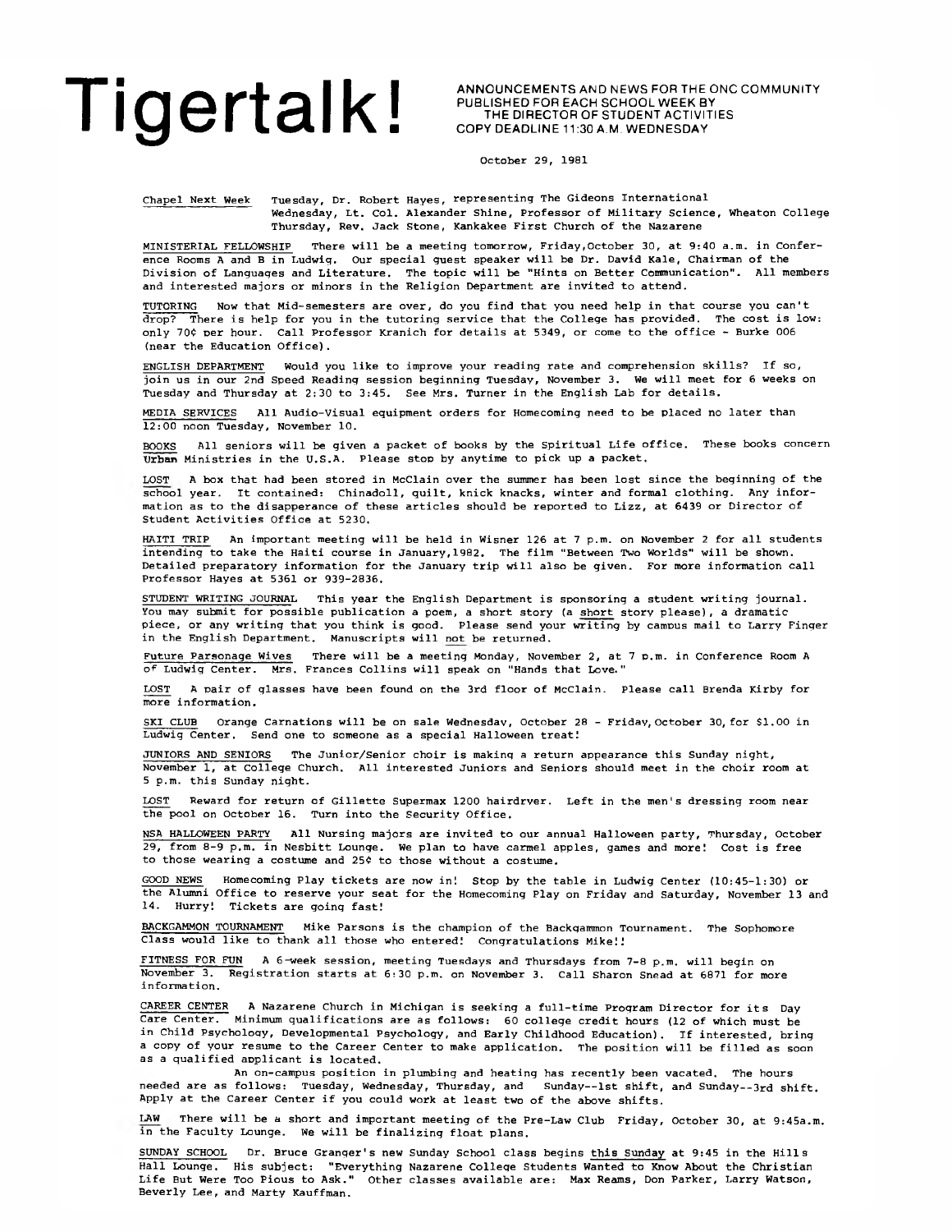// Tigertalk!

ANNOUNCEMENTS AND NEWS FOR THE ONC COMMUNITY
PUBLISHED FOR EACH SCHOOL WEEK BY
THE DIRECTOR OF STUDENT ACTIVITIES
COPY DEADLINE 11:30 A.M. WEDNESDAY

October 29, 1981

Chapel Next Week  Tuesday, Dr. Robert Hayes, representing The Gideons International
Wednesday, Lt. Col. Alexander Shine, Professor of Military Science, Wheaton College
Thursday, Rev. Jack Stone, Kankakee First Church of the Nazarene

MINISTERIAL FELLOWSHIP  There will be a meeting tomorrow, Friday, October 30, at 9:40 a.m. in Conference Rooms A and B in Ludwig. Our special guest speaker will be Dr. David Kale, Chairman of the Division of Languages and Literature. The topic will be "Hints on Better Communication". All members and interested majors or minors in the Religion Department are invited to attend.

TUTORING  Now that Mid-semesters are over, do you find that you need help in that course you can't drop? There is help for you in the tutoring service that the College has provided. The cost is low: only 70¢ per hour. Call Professor Kranich for details at 5349, or come to the office - Burke 006 (near the Education Office).

ENGLISH DEPARTMENT  Would you like to improve your reading rate and comprehension skills? If so, join us in our 2nd Speed Reading session beginning Tuesday, November 3. We will meet for 6 weeks on Tuesday and Thursday at 2:30 to 3:45. See Mrs. Turner in the English Lab for details.

MEDIA SERVICES  All Audio-Visual equipment orders for Homecoming need to be placed no later than 12:00 noon Tuesday, November 10.

BOOKS  All seniors will be given a packet of books by the Spiritual Life office. These books concern Urban Ministries in the U.S.A. Please stop by anytime to pick up a packet.

LOST  A box that had been stored in McClain over the summer has been lost since the beginning of the school year. It contained: Chinadoll, quilt, knick knacks, winter and formal clothing. Any information as to the disapperance of these articles should be reported to Lizz, at 6439 or Director of Student Activities Office at 5230.

HAITI TRIP  An important meeting will be held in Wisner 126 at 7 p.m. on November 2 for all students intending to take the Haiti course in January, 1982. The film "Between Two Worlds" will be shown. Detailed preparatory information for the January trip will also be given. For more information call Professor Hayes at 5361 or 939-2836.

STUDENT WRITING JOURNAL  This year the English Department is sponsoring a student writing journal. You may submit for possible publication a poem, a short story (a short story please), a dramatic piece, or any writing that you think is good. Please send your writing by campus mail to Larry Finger in the English Department. Manuscripts will not be returned.

Future Parsonage Wives  There will be a meeting Monday, November 2, at 7 p.m. in Conference Room A of Ludwig Center. Mrs. Frances Collins will speak on "Hands that Love."

LOST  A pair of glasses have been found on the 3rd floor of McClain. Please call Brenda Kirby for more information.

SKI CLUB  Orange Carnations will be on sale Wednesday, October 28 - Friday, October 30, for $1.00 in Ludwig Center. Send one to someone as a special Halloween treat!

JUNIORS AND SENIORS  The Junior/Senior choir is making a return appearance this Sunday night, November 1, at College Church. All interested Juniors and Seniors should meet in the choir room at 5 p.m. this Sunday night.

LOST  Reward for return of Gillette Supermax 1200 hairdryer. Left in the men's dressing room near the pool on October 16. Turn into the Security Office.

NSA HALLOWEEN PARTY  All Nursing majors are invited to our annual Halloween party, Thursday, October 29, from 8-9 p.m. in Nesbitt Lounge. We plan to have carmel apples, games and more! Cost is free to those wearing a costume and 25¢ to those without a costume.

GOOD NEWS  Homecoming Play tickets are now in! Stop by the table in Ludwig Center (10:45-1:30) or the Alumni Office to reserve your seat for the Homecoming Play on Friday and Saturday, November 13 and 14. Hurry! Tickets are going fast!

BACKGAMMON TOURNAMENT  Mike Parsons is the champion of the Backgammon Tournament. The Sophomore Class would like to thank all those who entered! Congratulations Mike!!

FITNESS FOR FUN  A 6-week session, meeting Tuesdays and Thursdays from 7-8 p.m. will begin on November 3. Registration starts at 6:30 p.m. on November 3. Call Sharon Snead at 6871 for more information.

CAREER CENTER  A Nazarene Church in Michigan is seeking a full-time Program Director for its Day Care Center. Minimum qualifications are as follows: 60 college credit hours (12 of which must be in Child Psychology, Developmental Psychology, and Early Childhood Education). If interested, bring a copy of your resume to the Career Center to make application. The position will be filled as soon as a qualified applicant is located.

An on-campus position in plumbing and heating has recently been vacated. The hours needed are as follows: Tuesday, Wednesday, Thursday, and Sunday--1st shift, and Sunday--3rd shift. Apply at the Career Center if you could work at least two of the above shifts.

LAW  There will be a short and important meeting of the Pre-Law Club Friday, October 30, at 9:45a.m. in the Faculty Lounge. We will be finalizing float plans.

SUNDAY SCHOOL  Dr. Bruce Granger's new Sunday School class begins this Sunday at 9:45 in the Hills Hall Lounge. His subject: "Everything Nazarene College Students Wanted to Know About the Christian Life But Were Too Pious to Ask." Other classes available are: Max Reams, Don Parker, Larry Watson, Beverly Lee, and Marty Kauffman.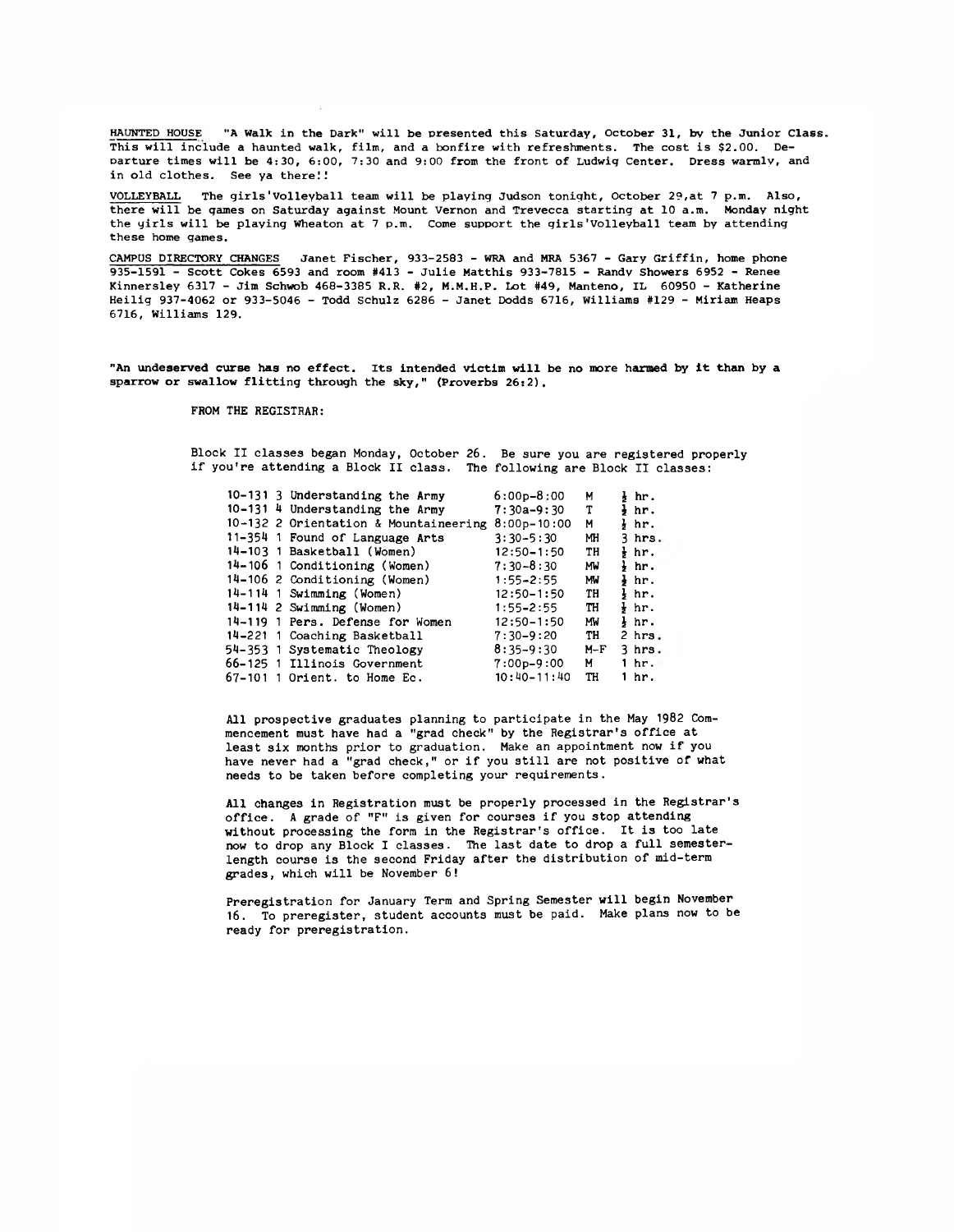HAUNTED HOUSE "A Walk in the Dark" will be presented this Saturday, October 31, by the Junior Class. This will include a haunted walk, film, and a bonfire with refreshments. The cost is $2.00. Departure times will be 4:30, 6:00, 7:30 and 9:00 from the front of Ludwig Center. Dress warmly, and in old clothes. See ya there!!

VOLLEYBALL The girls'Volleyball team will be playing Judson tonight, October 29,at 7 p.m. Also, there will be games on Saturday against Mount Vernon and Trevecca starting at 10 a.m. Monday night the girls will be playing Wheaton at 7 p.m. Come support the girls'Volleyball team by attending these home games.

CAMPUS DIRECTORY CHANGES Janet Fischer, 933-2583 - WRA and MRA 5367 - Gary Griffin, home phone 935-1591 - Scott Cokes 6593 and room #413 - Julie Matthis 933-7815 - Randy Showers 6952 - Renee Kinnersley 6317 - Jim Schwob 468-3385 R.R. #2, M.M.H.P. Lot #49, Manteno, IL 60950 - Katherine Heilig 937-4062 or 933-5046 - Todd Schulz 6286 - Janet Dodds 6716, Williams #129 - Miriam Heaps 6716, Williams 129.

**"An undeserved curse has no effect. Its intended victim will be no more harmed by it than by a sparrow or swallow flitting through the sky," (Proverbs 26:2).**

FROM THE REGISTRAR:

Block II classes began Monday, October 26. Be sure you are registered properly if you're attending a Block II class. The following are Block II classes:

| Course | Title | Time | Days | Hours |
|---|---|---|---|---|
| 10-131 3 | Understanding the Army | 6:00p-8:00 | M | ½ hr. |
| 10-131 4 | Understanding the Army | 7:30a-9:30 | T | ½ hr. |
| 10-132 2 | Orientation & Mountaineering | 8:00p-10:00 | M | ½ hr. |
| 11-354 1 | Found of Language Arts | 3:30-5:30 | MH | 3 hrs. |
| 14-103 1 | Basketball (Women) | 12:50-1:50 | TH | ½ hr. |
| 14-106 1 | Conditioning (Women) | 7:30-8:30 | MW | ½ hr. |
| 14-106 2 | Conditioning (Women) | 1:55-2:55 | MW | ½ hr. |
| 14-114 1 | Swimming (Women) | 12:50-1:50 | TH | ½ hr. |
| 14-114 2 | Swimming (Women) | 1:55-2:55 | TH | ½ hr. |
| 14-119 1 | Pers. Defense for Women | 12:50-1:50 | MW | ½ hr. |
| 14-221 1 | Coaching Basketball | 7:30-9:20 | TH | 2 hrs. |
| 54-353 1 | Systematic Theology | 8:35-9:30 | M-F | 3 hrs. |
| 66-125 1 | Illinois Government | 7:00p-9:00 | M | 1 hr. |
| 67-101 1 | Orient. to Home Ec. | 10:40-11:40 | TH | 1 hr. |

All prospective graduates planning to participate in the May 1982 Commencement must have had a "grad check" by the Registrar's office at least six months prior to graduation. Make an appointment now if you have never had a "grad check," or if you still are not positive of what needs to be taken before completing your requirements.

All changes in Registration must be properly processed in the Registrar's office. A grade of "F" is given for courses if you stop attending without processing the form in the Registrar's office. It is too late now to drop any Block I classes. The last date to drop a full semester-length course is the second Friday after the distribution of mid-term grades, which will be November 6!

Preregistration for January Term and Spring Semester will begin November 16. To preregister, student accounts must be paid. Make plans now to be ready for preregistration.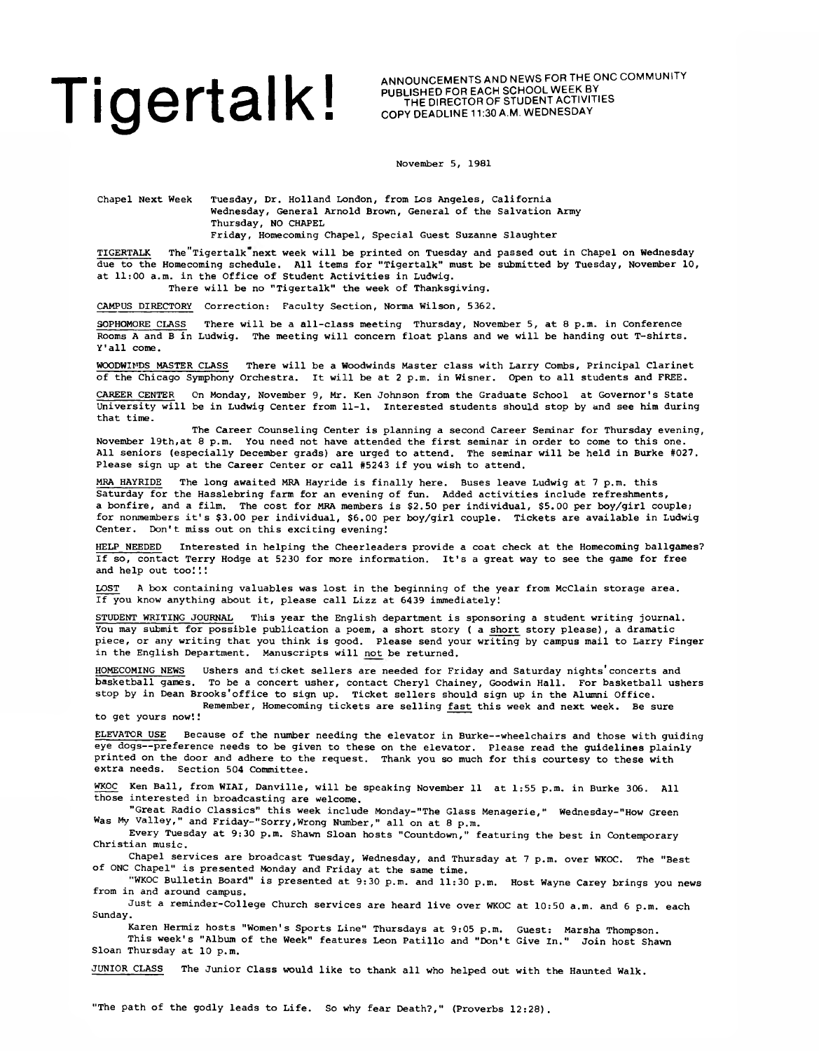# Tigertalk!

ANNOUNCEMENTS AND NEWS FOR THE ONC COMMUNITY
PUBLISHED FOR EACH SCHOOL WEEK BY
THE DIRECTOR OF STUDENT ACTIVITIES
COPY DEADLINE 11:30 A.M. WEDNESDAY

November 5, 1981

Chapel Next Week
Tuesday, Dr. Holland London, from Los Angeles, California
Wednesday, General Arnold Brown, General of the Salvation Army
Thursday, NO CHAPEL
Friday, Homecoming Chapel, Special Guest Suzanne Slaughter

TIGERTALK The "Tigertalk" next week will be printed on Tuesday and passed out in Chapel on Wednesday due to the Homecoming schedule. All items for "Tigertalk" must be submitted by Tuesday, November 10, at 11:00 a.m. in the Office of Student Activities in Ludwig.

There will be no "Tigertalk" the week of Thanksgiving.

CAMPUS DIRECTORY Correction: Faculty Section, Norma Wilson, 5362.

SOPHOMORE CLASS There will be a all-class meeting Thursday, November 5, at 8 p.m. in Conference Rooms A and B in Ludwig. The meeting will concern float plans and we will be handing out T-shirts. Y'all come.

WOODWINDS MASTER CLASS There will be a Woodwinds Master class with Larry Combs, Principal Clarinet of the Chicago Symphony Orchestra. It will be at 2 p.m. in Wisner. Open to all students and FREE.

CAREER CENTER On Monday, November 9, Mr. Ken Johnson from the Graduate School at Governor's State University will be in Ludwig Center from 11-1. Interested students should stop by and see him during that time.

The Career Counseling Center is planning a second Career Seminar for Thursday evening, November 19th, at 8 p.m. You need not have attended the first seminar in order to come to this one. All seniors (especially December grads) are urged to attend. The seminar will be held in Burke #027. Please sign up at the Career Center or call #5243 if you wish to attend.

MRA HAYRIDE The long awaited MRA Hayride is finally here. Buses leave Ludwig at 7 p.m. this Saturday for the Hasslebring farm for an evening of fun. Added activities include refreshments, a bonfire, and a film. The cost for MRA members is $2.50 per individual, $5.00 per boy/girl couple; for nonmembers it's $3.00 per individual, $6.00 per boy/girl couple. Tickets are available in Ludwig Center. Don't miss out on this exciting evening!

HELP NEEDED Interested in helping the Cheerleaders provide a coat check at the Homecoming ballgames? If so, contact Terry Hodge at 5230 for more information. It's a great way to see the game for free and help out too!!!

LOST A box containing valuables was lost in the beginning of the year from McClain storage area. If you know anything about it, please call Lizz at 6439 immediately!

STUDENT WRITING JOURNAL This year the English department is sponsoring a student writing journal. You may submit for possible publication a poem, a short story ( a short story please), a dramatic piece, or any writing that you think is good. Please send your writing by campus mail to Larry Finger in the English Department. Manuscripts will not be returned.

HOMECOMING NEWS Ushers and ticket sellers are needed for Friday and Saturday nights' concerts and basketball games. To be a concert usher, contact Cheryl Chainey, Goodwin Hall. For basketball ushers stop by in Dean Brooks' office to sign up. Ticket sellers should sign up in the Alumni Office.

Remember, Homecoming tickets are selling fast this week and next week. Be sure to get yours now!!

ELEVATOR USE Because of the number needing the elevator in Burke--wheelchairs and those with guiding eye dogs--preference needs to be given to these on the elevator. Please read the guidelines plainly printed on the door and adhere to the request. Thank you so much for this courtesy to these with extra needs. Section 504 Committee.

WKOC Ken Ball, from WIAI, Danville, will be speaking November 11 at 1:55 p.m. in Burke 306. All those interested in broadcasting are welcome.

"Great Radio Classics" this week include Monday-"The Glass Menagerie," Wednesday-"How Green Was My Valley," and Friday-"Sorry,Wrong Number," all on at 8 p.m.

Every Tuesday at 9:30 p.m. Shawn Sloan hosts "Countdown," featuring the best in Contemporary Christian music.

Chapel services are broadcast Tuesday, Wednesday, and Thursday at 7 p.m. over WKOC. The "Best of ONC Chapel" is presented Monday and Friday at the same time.

"WKOC Bulletin Board" is presented at 9:30 p.m. and 11:30 p.m. Host Wayne Carey brings you news from in and around campus.

Just a reminder-College Church services are heard live over WKOC at 10:50 a.m. and 6 p.m. each Sunday.

Karen Hermiz hosts "Women's Sports Line" Thursdays at 9:05 p.m. Guest: Marsha Thompson.

This week's "Album of the Week" features Leon Patillo and "Don't Give In." Join host Shawn Sloan Thursday at 10 p.m.

JUNIOR CLASS The Junior Class would like to thank all who helped out with the Haunted Walk.

"The path of the godly leads to Life. So why fear Death?," (Proverbs 12:28).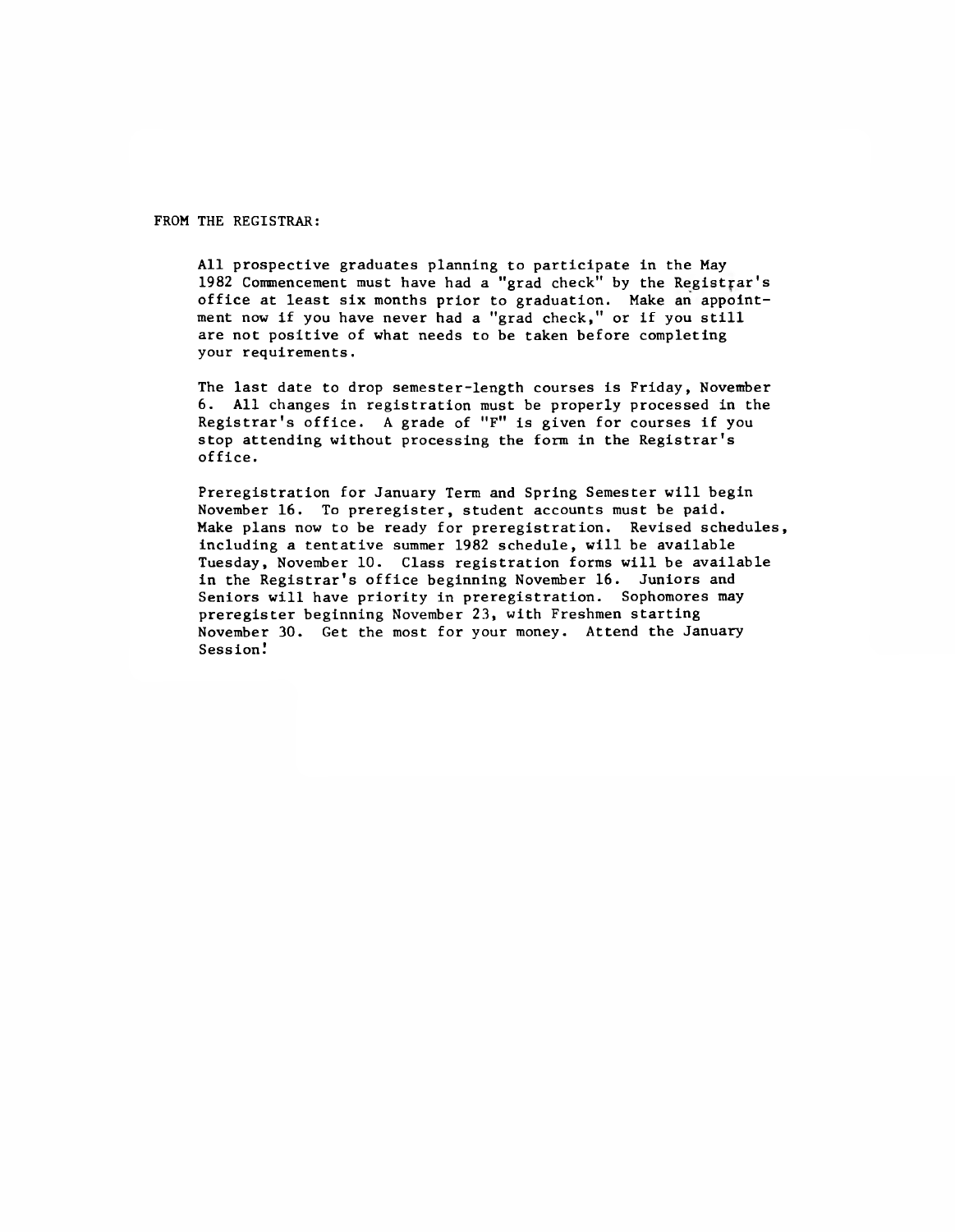FROM THE REGISTRAR:

All prospective graduates planning to participate in the May 1982 Commencement must have had a "grad check" by the Registrar's office at least six months prior to graduation. Make an appointment now if you have never had a "grad check," or if you still are not positive of what needs to be taken before completing your requirements.

The last date to drop semester-length courses is Friday, November 6. All changes in registration must be properly processed in the Registrar's office. A grade of "F" is given for courses if you stop attending without processing the form in the Registrar's office.

Preregistration for January Term and Spring Semester will begin November 16. To preregister, student accounts must be paid. Make plans now to be ready for preregistration. Revised schedules, including a tentative summer 1982 schedule, will be available Tuesday, November 10. Class registration forms will be available in the Registrar's office beginning November 16. Juniors and Seniors will have priority in preregistration. Sophomores may preregister beginning November 23, with Freshmen starting November 30. Get the most for your money. Attend the January Session!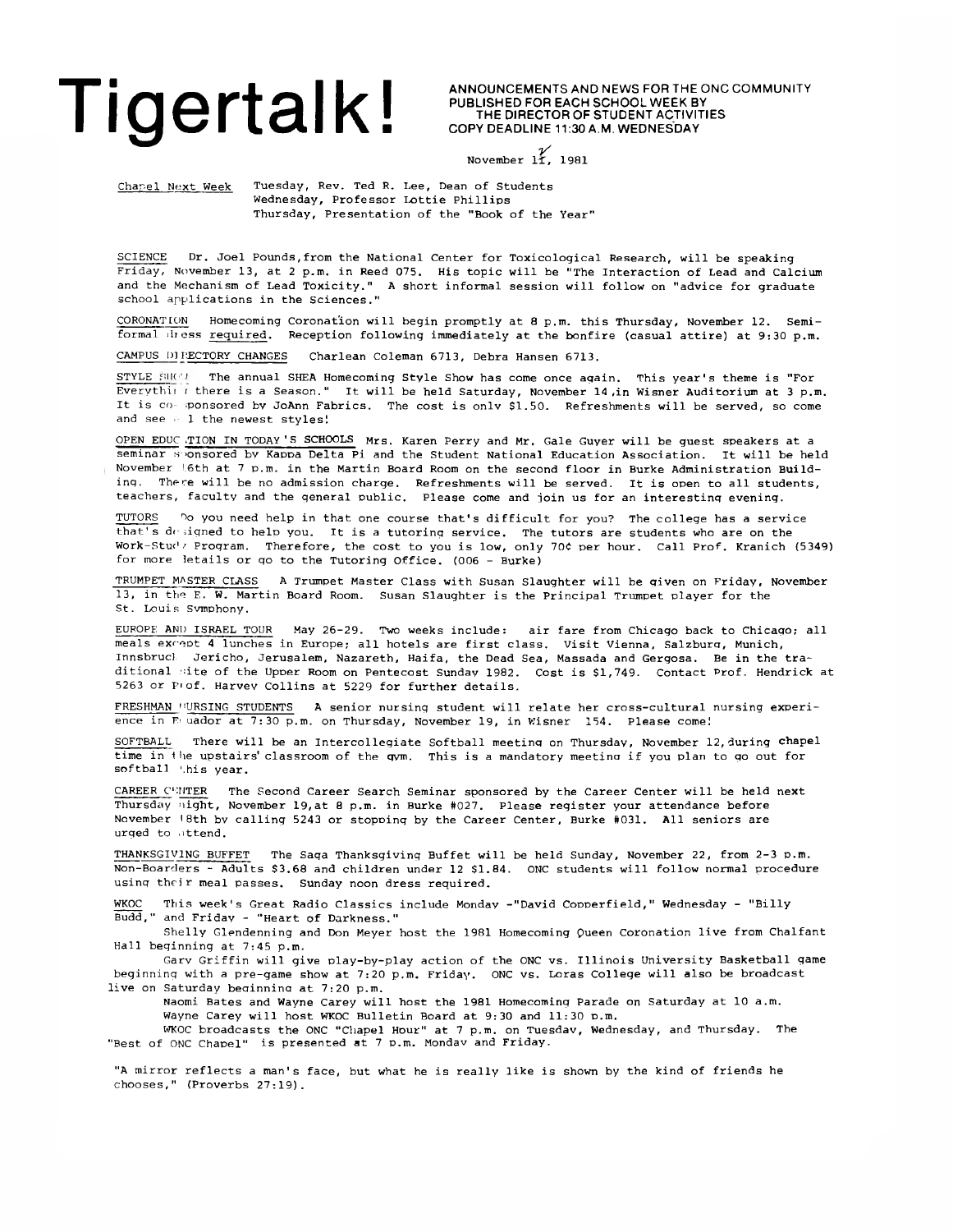# Tigertalk!

ANNOUNCEMENTS AND NEWS FOR THE ONC COMMUNITY
PUBLISHED FOR EACH SCHOOL WEEK BY
THE DIRECTOR OF STUDENT ACTIVITIES
COPY DEADLINE 11:30 A.M. WEDNESDAY

November 11, 1981

Chapel Next Week — Tuesday, Rev. Ted R. Lee, Dean of Students
Wednesday, Professor Lottie Phillips
Thursday, Presentation of the "Book of the Year"

SCIENCE Dr. Joel Pounds, from the National Center for Toxicological Research, will be speaking Friday, November 13, at 2 p.m. in Reed 075. His topic will be "The Interaction of Lead and Calcium and the Mechanism of Lead Toxicity." A short informal session will follow on "advice for graduate school applications in the Sciences."

CORONATION Homecoming Coronation will begin promptly at 8 p.m. this Thursday, November 12. Semi-formal dress required. Reception following immediately at the bonfire (casual attire) at 9:30 p.m.

CAMPUS DIRECTORY CHANGES Charlean Coleman 6713, Debra Hansen 6713.

STYLE SHOW The annual SHEA Homecoming Style Show has come once again. This year's theme is "For Everything there is a Season." It will be held Saturday, November 14, in Wisner Auditorium at 3 p.m. It is co-sponsored by JoAnn Fabrics. The cost is only $1.50. Refreshments will be served, so come and see all the newest styles!

OPEN EDUCATION IN TODAY'S SCHOOLS Mrs. Karen Perry and Mr. Gale Guyer will be guest speakers at a seminar sponsored by Kappa Delta Pi and the Student National Education Association. It will be held November 16th at 7 p.m. in the Martin Board Room on the second floor in Burke Administration Building. There will be no admission charge. Refreshments will be served. It is open to all students, teachers, faculty and the general public. Please come and join us for an interesting evening.

TUTORS Do you need help in that one course that's difficult for you? The college has a service that's designed to help you. It is a tutoring service. The tutors are students who are on the Work-Study Program. Therefore, the cost to you is low, only 70¢ per hour. Call Prof. Kranich (5349) for more details or go to the Tutoring Office. (006 - Burke)

TRUMPET MASTER CLASS A Trumpet Master Class with Susan Slaughter will be given on Friday, November 13, in the E. W. Martin Board Room. Susan Slaughter is the Principal Trumpet player for the St. Louis Symphony.

EUROPE AND ISRAEL TOUR May 26-29. Two weeks include: air fare from Chicago back to Chicago; all meals except 4 lunches in Europe; all hotels are first class. Visit Vienna, Salzburg, Munich, Innsbruck, Jericho, Jerusalem, Nazareth, Haifa, the Dead Sea, Massada and Gergosa. Be in the traditional site of the Upper Room on Pentecost Sunday 1982. Cost is $1,749. Contact Prof. Hendrick at 5263 or Prof. Harvey Collins at 5229 for further details.

FRESHMAN NURSING STUDENTS A senior nursing student will relate her cross-cultural nursing experience in Ecuador at 7:30 p.m. on Thursday, November 19, in Wisner 154. Please come!

SOFTBALL There will be an Intercollegiate Softball meeting on Thursday, November 12, during chapel time in the upstairs classroom of the gym. This is a mandatory meeting if you plan to go out for softball this year.

CAREER CENTER The Second Career Search Seminar sponsored by the Career Center will be held next Thursday night, November 19, at 8 p.m. in Burke #027. Please register your attendance before November 18th by calling 5243 or stopping by the Career Center, Burke #031. All seniors are urged to attend.

THANKSGIVING BUFFET The Saga Thanksgiving Buffet will be held Sunday, November 22, from 2-3 p.m. Non-Boarders - Adults $3.68 and children under 12 $1.84. ONC students will follow normal procedure using their meal passes. Sunday noon dress required.

WKOC This week's Great Radio Classics include Monday -"David Copperfield," Wednesday - "Billy Budd," and Friday - "Heart of Darkness."

Shelly Glendenning and Don Meyer host the 1981 Homecoming Queen Coronation live from Chalfant Hall beginning at 7:45 p.m.

Gary Griffin will give play-by-play action of the ONC vs. Illinois University Basketball game beginning with a pre-game show at 7:20 p.m. Friday. ONC vs. Loras College will also be broadcast live on Saturday beginning at 7:20 p.m.

Naomi Bates and Wayne Carey will host the 1981 Homecoming Parade on Saturday at 10 a.m.

Wayne Carey will host WKOC Bulletin Board at 9:30 and 11:30 p.m.

WKOC broadcasts the ONC "Chapel Hour" at 7 p.m. on Tuesday, Wednesday, and Thursday. The "Best of ONC Chapel" is presented at 7 p.m. Monday and Friday.

"A mirror reflects a man's face, but what he is really like is shown by the kind of friends he chooses," (Proverbs 27:19).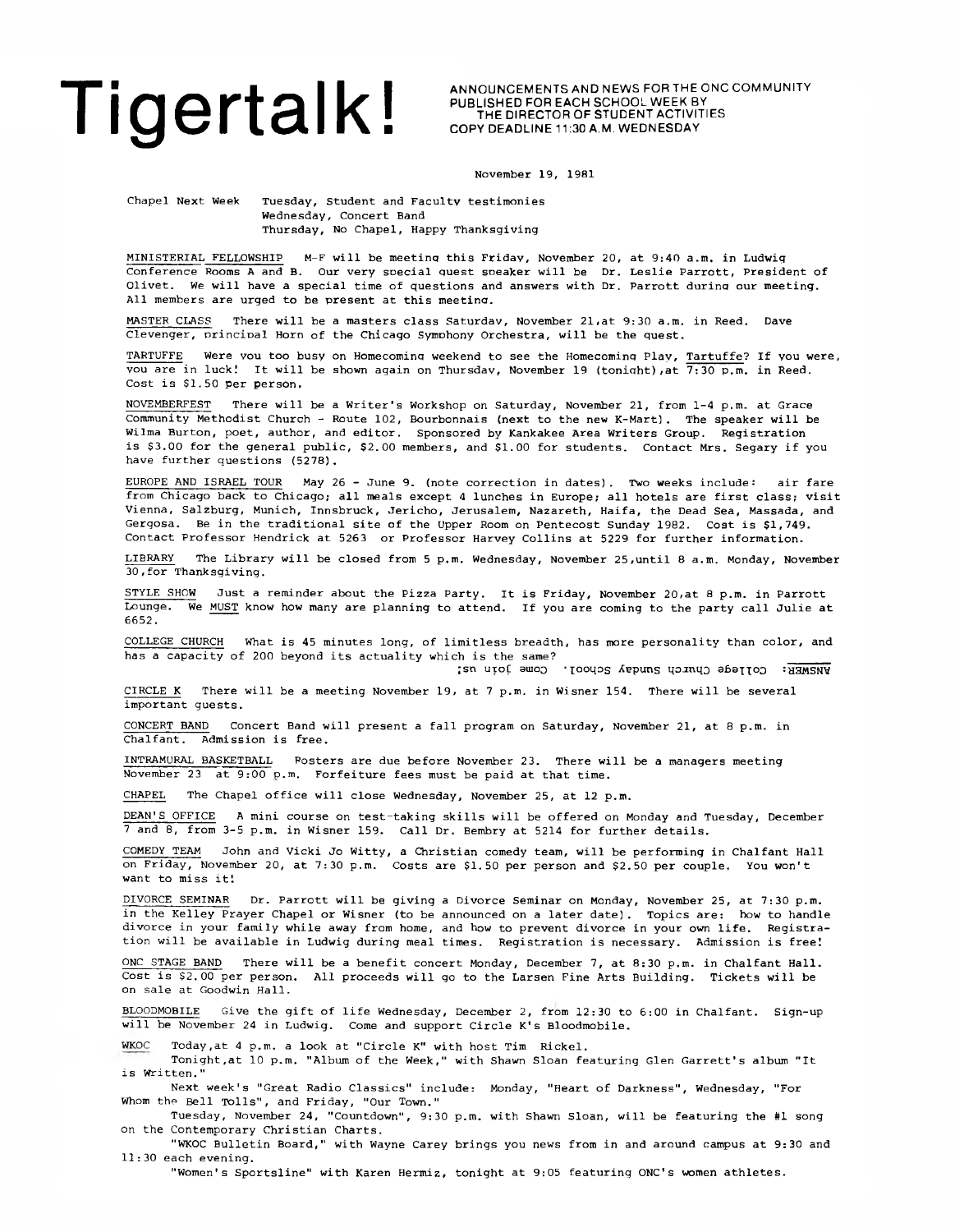# Tigertalk!

ANNOUNCEMENTS AND NEWS FOR THE ONC COMMUNITY
PUBLISHED FOR EACH SCHOOL WEEK BY
THE DIRECTOR OF STUDENT ACTIVITIES
COPY DEADLINE 11:30 A.M. WEDNESDAY

November 19, 1981

Chapel Next Week Tuesday, Student and Faculty testimonies
Wednesday, Concert Band
Thursday, No Chapel, Happy Thanksgiving

MINISTERIAL FELLOWSHIP M-F will be meeting this Friday, November 20, at 9:40 a.m. in Ludwig Conference Rooms A and B. Our very special guest speaker will be Dr. Leslie Parrott, President of Olivet. We will have a special time of questions and answers with Dr. Parrott during our meeting. All members are urged to be present at this meeting.

MASTER CLASS There will be a masters class Saturday, November 21, at 9:30 a.m. in Reed. Dave Clevenger, principal Horn of the Chicago Symphony Orchestra, will be the guest.

TARTUFFE Were you too busy on Homecoming weekend to see the Homecoming Play, Tartuffe? If you were, you are in luck! It will be shown again on Thursday, November 19 (tonight), at 7:30 p.m. in Reed. Cost is $1.50 per person.

NOVEMBERFEST There will be a Writer's Workshop on Saturday, November 21, from 1-4 p.m. at Grace Community Methodist Church - Route 102, Bourbonnais (next to the new K-Mart). The speaker will be Wilma Burton, poet, author, and editor. Sponsored by Kankakee Area Writers Group. Registration is $3.00 for the general public, $2.00 members, and $1.00 for students. Contact Mrs. Segary if you have further questions (5278).

EUROPE AND ISRAEL TOUR May 26 - June 9. (note correction in dates). Two weeks include: air fare from Chicago back to Chicago; all meals except 4 lunches in Europe; all hotels are first class; visit Vienna, Salzburg, Munich, Innsbruck, Jericho, Jerusalem, Nazareth, Haifa, the Dead Sea, Massada, and Gergosa. Be in the traditional site of the Upper Room on Pentecost Sunday 1982. Cost is $1,749. Contact Professor Hendrick at 5263 or Professor Harvey Collins at 5229 for further information.

LIBRARY The Library will be closed from 5 p.m. Wednesday, November 25, until 8 a.m. Monday, November 30, for Thanksgiving.

STYLE SHOW Just a reminder about the Pizza Party. It is Friday, November 20, at 8 p.m. in Parrott Lounge. We MUST know how many are planning to attend. If you are coming to the party call Julie at 6652.

COLLEGE CHURCH What is 45 minutes long, of limitless breadth, has more personality than color, and has a capacity of 200 beyond its actuality which is the same?

ANSWER: College Church Sunday School. Come join us!

CIRCLE K There will be a meeting November 19, at 7 p.m. in Wisner 154. There will be several important guests.

CONCERT BAND Concert Band will present a fall program on Saturday, November 21, at 8 p.m. in Chalfant. Admission is free.

INTRAMURAL BASKETBALL Rosters are due before November 23. There will be a managers meeting November 23 at 9:00 p.m. Forfeiture fees must be paid at that time.

CHAPEL The Chapel office will close Wednesday, November 25, at 12 p.m.

DEAN'S OFFICE A mini course on test-taking skills will be offered on Monday and Tuesday, December 7 and 8, from 3-5 p.m. in Wisner 159. Call Dr. Bembry at 5214 for further details.

COMEDY TEAM John and Vicki Jo Witty, a Christian comedy team, will be performing in Chalfant Hall on Friday, November 20, at 7:30 p.m. Costs are $1.50 per person and $2.50 per couple. You won't want to miss it!

DIVORCE SEMINAR Dr. Parrott will be giving a Divorce Seminar on Monday, November 25, at 7:30 p.m. in the Kelley Prayer Chapel or Wisner (to be announced on a later date). Topics are: how to handle divorce in your family while away from home, and how to prevent divorce in your own life. Registration will be available in Ludwig during meal times. Registration is necessary. Admission is free!

ONC STAGE BAND There will be a benefit concert Monday, December 7, at 8:30 p.m. in Chalfant Hall. Cost is $2.00 per person. All proceeds will go to the Larsen Fine Arts Building. Tickets will be on sale at Goodwin Hall.

BLOODMOBILE Give the gift of life Wednesday, December 2, from 12:30 to 6:00 in Chalfant. Sign-up will be November 24 in Ludwig. Come and support Circle K's Bloodmobile.

WKOC Today, at 4 p.m. a look at "Circle K" with host Tim Rickel.

Tonight, at 10 p.m. "Album of the Week," with Shawn Sloan featuring Glen Garrett's album "It is Written."

Next week's "Great Radio Classics" include: Monday, "Heart of Darkness", Wednesday, "For Whom the Bell Tolls", and Friday, "Our Town."

Tuesday, November 24, "Countdown", 9:30 p.m. with Shawn Sloan, will be featuring the #1 song on the Contemporary Christian Charts.

"WKOC Bulletin Board," with Wayne Carey brings you news from in and around campus at 9:30 and 11:30 each evening.

"Women's Sportsline" with Karen Hermiz, tonight at 9:05 featuring ONC's women athletes.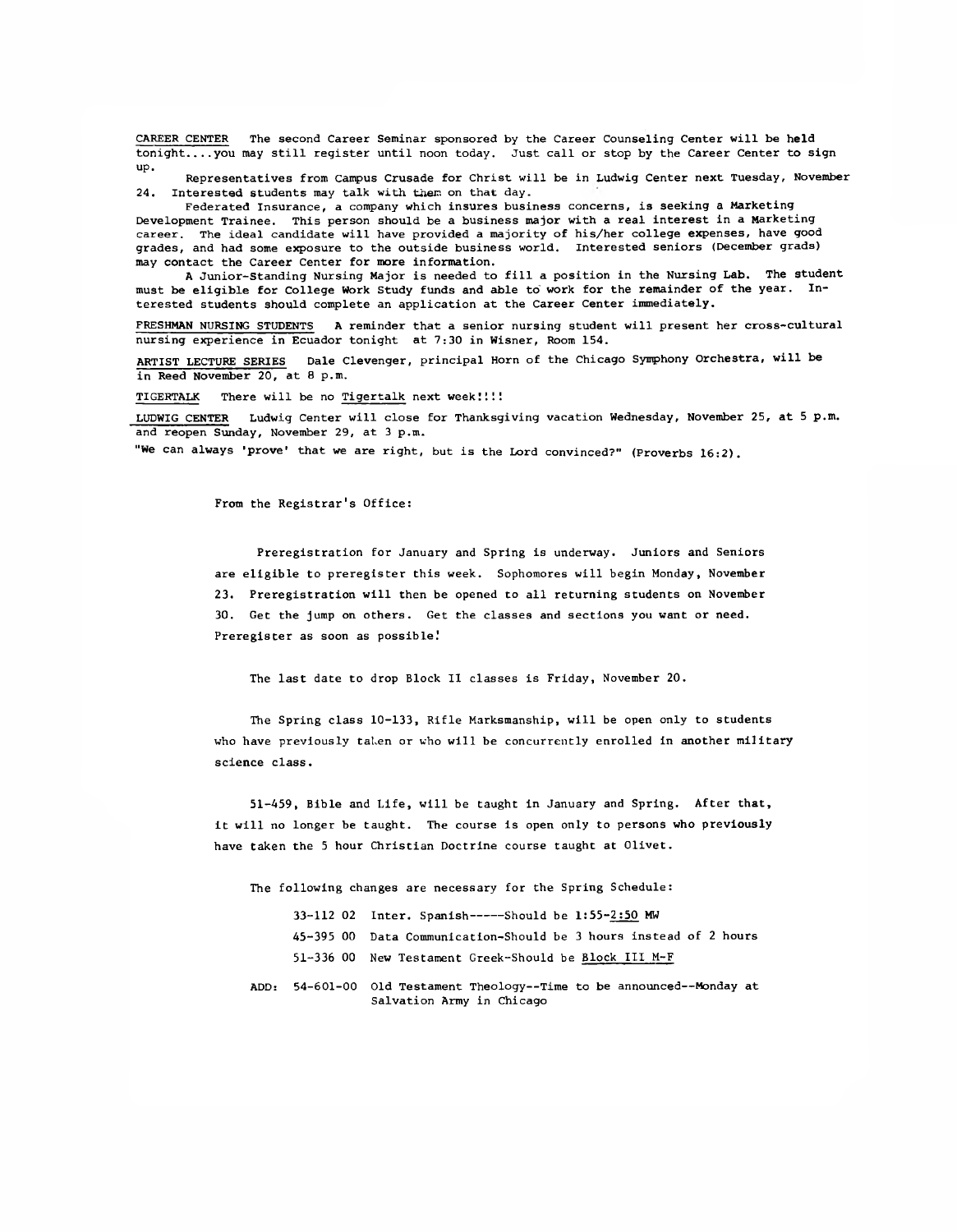CAREER CENTER The second Career Seminar sponsored by the Career Counseling Center will be held tonight....you may still register until noon today. Just call or stop by the Career Center to sign up.

Representatives from Campus Crusade for Christ will be in Ludwig Center next Tuesday, November 24. Interested students may talk with them on that day.

Federated Insurance, a company which insures business concerns, is seeking a Marketing Development Trainee. This person should be a business major with a real interest in a Marketing career. The ideal candidate will have provided a majority of his/her college expenses, have good grades, and had some exposure to the outside business world. Interested seniors (December grads) may contact the Career Center for more information.

A Junior-Standing Nursing Major is needed to fill a position in the Nursing Lab. The student must be eligible for College Work Study funds and able to work for the remainder of the year. Interested students should complete an application at the Career Center immediately.

FRESHMAN NURSING STUDENTS A reminder that a senior nursing student will present her cross-cultural nursing experience in Ecuador tonight at 7:30 in Wisner, Room 154.

ARTIST LECTURE SERIES Dale Clevenger, principal Horn of the Chicago Symphony Orchestra, will be in Reed November 20, at 8 p.m.

TIGERTALK There will be no Tigertalk next week!!!!

LUDWIG CENTER Ludwig Center will close for Thanksgiving vacation Wednesday, November 25, at 5 p.m. and reopen Sunday, November 29, at 3 p.m.

"We can always 'prove' that we are right, but is the Lord convinced?" (Proverbs 16:2).

From the Registrar's Office:

Preregistration for January and Spring is underway. Juniors and Seniors are eligible to preregister this week. Sophomores will begin Monday, November 23. Preregistration will then be opened to all returning students on November 30. Get the jump on others. Get the classes and sections you want or need. Preregister as soon as possible!

The last date to drop Block II classes is Friday, November 20.

The Spring class 10-133, Rifle Marksmanship, will be open only to students who have previously taken or who will be concurrently enrolled in another military science class.

51-459, Bible and Life, will be taught in January and Spring. After that, it will no longer be taught. The course is open only to persons who previously have taken the 5 hour Christian Doctrine course taught at Olivet.

The following changes are necessary for the Spring Schedule:

33-112 02 Inter. Spanish-----Should be 1:55-2:50 MW

45-395 00 Data Communication-Should be 3 hours instead of 2 hours

51-336 00 New Testament Greek-Should be Block III M-F

ADD: 54-601-00 Old Testament Theology--Time to be announced--Monday at Salvation Army in Chicago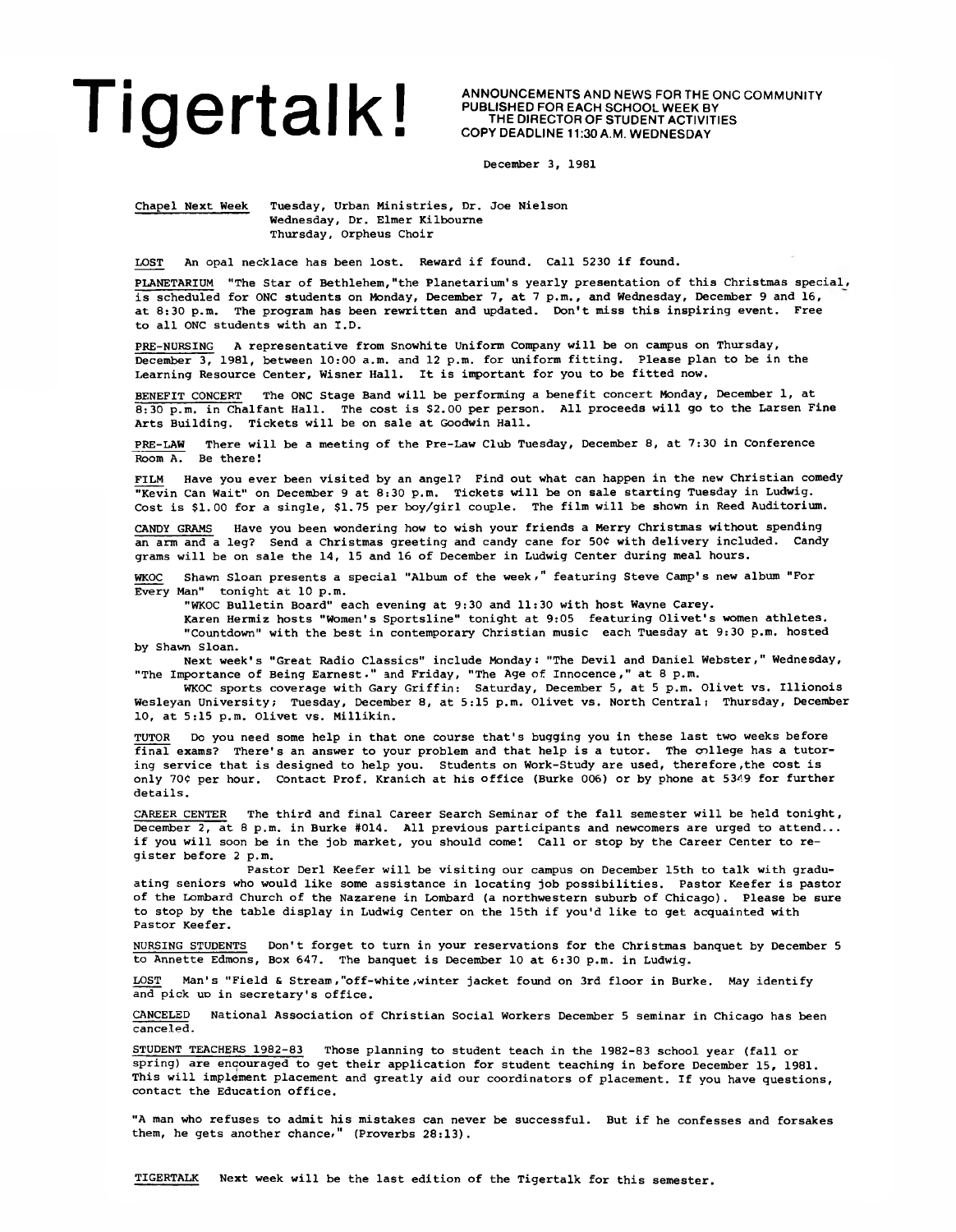# Tigertalk!

ANNOUNCEMENTS AND NEWS FOR THE ONC COMMUNITY
PUBLISHED FOR EACH SCHOOL WEEK BY
THE DIRECTOR OF STUDENT ACTIVITIES
COPY DEADLINE 11:30 A.M. WEDNESDAY

December 3, 1981

Chapel Next Week    Tuesday, Urban Ministries, Dr. Joe Nielson
Wednesday, Dr. Elmer Kilbourne
Thursday, Orpheus Choir

LOST  An opal necklace has been lost. Reward if found. Call 5230 if found.

PLANETARIUM  "The Star of Bethlehem,"the Planetarium's yearly presentation of this Christmas special, is scheduled for ONC students on Monday, December 7, at 7 p.m., and Wednesday, December 9 and 16, at 8:30 p.m. The program has been rewritten and updated. Don't miss this inspiring event. Free to all ONC students with an I.D.

PRE-NURSING  A representative from Snowhite Uniform Company will be on campus on Thursday, December 3, 1981, between 10:00 a.m. and 12 p.m. for uniform fitting. Please plan to be in the Learning Resource Center, Wisner Hall. It is important for you to be fitted now.

BENEFIT CONCERT  The ONC Stage Band will be performing a benefit concert Monday, December 1, at 8:30 p.m. in Chalfant Hall. The cost is $2.00 per person. All proceeds will go to the Larsen Fine Arts Building. Tickets will be on sale at Goodwin Hall.

PRE-LAW  There will be a meeting of the Pre-Law Club Tuesday, December 8, at 7:30 in Conference Room A. Be there!

FILM  Have you ever been visited by an angel? Find out what can happen in the new Christian comedy "Kevin Can Wait" on December 9 at 8:30 p.m. Tickets will be on sale starting Tuesday in Ludwig. Cost is $1.00 for a single, $1.75 per boy/girl couple. The film will be shown in Reed Auditorium.

CANDY GRAMS  Have you been wondering how to wish your friends a Merry Christmas without spending an arm and a leg? Send a Christmas greeting and candy cane for 50¢ with delivery included. Candy grams will be on sale the 14, 15 and 16 of December in Ludwig Center during meal hours.

WKOC  Shawn Sloan presents a special "Album of the week," featuring Steve Camp's new album "For Every Man" tonight at 10 p.m.

"WKOC Bulletin Board" each evening at 9:30 and 11:30 with host Wayne Carey.

Karen Hermiz hosts "Women's Sportsline" tonight at 9:05 featuring Olivet's women athletes.

"Countdown" with the best in contemporary Christian music each Tuesday at 9:30 p.m. hosted by Shawn Sloan.

Next week's "Great Radio Classics" include Monday: "The Devil and Daniel Webster," Wednesday, "The Importance of Being Earnest." and Friday, "The Age of Innocence," at 8 p.m.

WKOC sports coverage with Gary Griffin: Saturday, December 5, at 5 p.m. Olivet vs. Illionois Wesleyan University; Tuesday, December 8, at 5:15 p.m. Olivet vs. North Central; Thursday, December 10, at 5:15 p.m. Olivet vs. Millikin.

TUTOR  Do you need some help in that one course that's bugging you in these last two weeks before final exams? There's an answer to your problem and that help is a tutor. The college has a tutoring service that is designed to help you. Students on Work-Study are used, therefore,the cost is only 70¢ per hour. Contact Prof. Kranich at his office (Burke 006) or by phone at 5349 for further details.

CAREER CENTER  The third and final Career Search Seminar of the fall semester will be held tonight, December 2, at 8 p.m. in Burke #014. All previous participants and newcomers are urged to attend... if you will soon be in the job market, you should come! Call or stop by the Career Center to register before 2 p.m.

Pastor Derl Keefer will be visiting our campus on December 15th to talk with graduating seniors who would like some assistance in locating job possibilities. Pastor Keefer is pastor of the Lombard Church of the Nazarene in Lombard (a northwestern suburb of Chicago). Please be sure to stop by the table display in Ludwig Center on the 15th if you'd like to get acquainted with Pastor Keefer.

NURSING STUDENTS  Don't forget to turn in your reservations for the Christmas banquet by December 5 to Annette Edmons, Box 647. The banquet is December 10 at 6:30 p.m. in Ludwig.

LOST  Man's "Field & Stream,"off-white,winter jacket found on 3rd floor in Burke. May identify and pick up in secretary's office.

CANCELED  National Association of Christian Social Workers December 5 seminar in Chicago has been canceled.

STUDENT TEACHERS 1982-83  Those planning to student teach in the 1982-83 school year (fall or spring) are encouraged to get their application for student teaching in before December 15, 1981. This will implement placement and greatly aid our coordinators of placement. If you have questions, contact the Education office.

"A man who refuses to admit his mistakes can never be successful. But if he confesses and forsakes them, he gets another chance," (Proverbs 28:13).

TIGERTALK  Next week will be the last edition of the Tigertalk for this semester.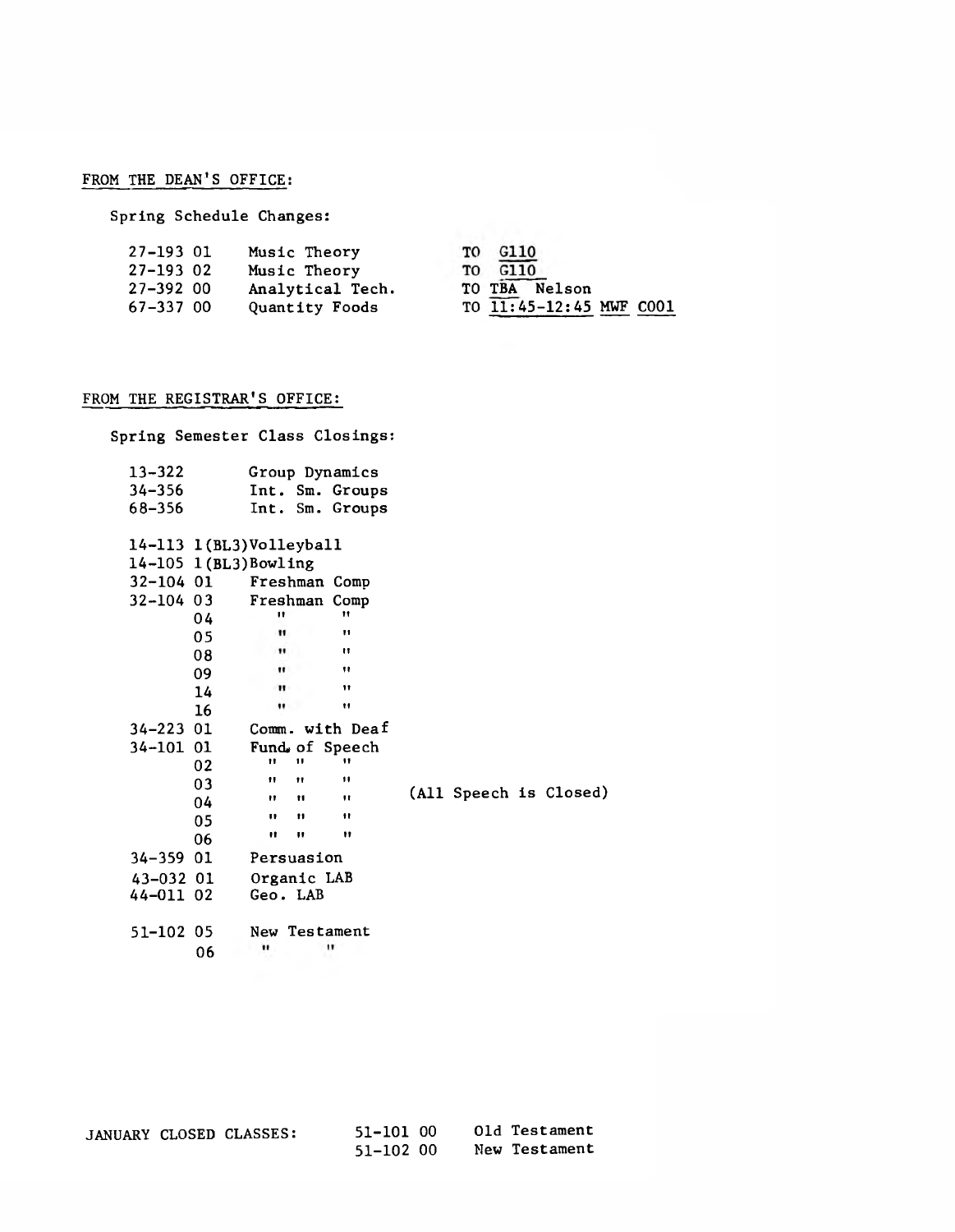## FROM THE DEAN'S OFFICE:

Spring Schedule Changes:

| | | |
|---|---|---|
| 27-193 01 | Music Theory | TO G110 |
| 27-193 02 | Music Theory | TO G110 |
| 27-392 00 | Analytical Tech. | TO TBA Nelson |
| 67-337 00 | Quantity Foods | TO 11:45-12:45 MWF C001 |

## FROM THE REGISTRAR'S OFFICE:

Spring Semester Class Closings:

| | | |
|---|---|---|
| 13-322 | Group Dynamics | |
| 34-356 | Int. Sm. Groups | |
| 68-356 | Int. Sm. Groups | |
| | | |
| 14-113 1(BL3) | Volleyball | |
| 14-105 1(BL3) | Bowling | |
| 32-104 01 | Freshman Comp | |
| 32-104 03 | Freshman Comp | |
| 04 | " " | |
| 05 | " " | |
| 08 | " " | |
| 09 | " " | |
| 14 | " " | |
| 16 | " " | |
| 34-223 01 | Comm. with Deaf | |
| 34-101 01 | Fund. of Speech | |
| 02 | " " " | |
| 03 | " " " | |
| 04 | " " " | (All Speech is Closed) |
| 05 | " " " | |
| 06 | " " " | |
| 34-359 01 | Persuasion | |
| 43-032 01 | Organic LAB | |
| 44-011 02 | Geo. LAB | |
| | | |
| 51-102 05 | New Testament | |
| 06 | " " | |

JANUARY CLOSED CLASSES:

| | |
|---|---|
| 51-101 00 | Old Testament |
| 51-102 00 | New Testament |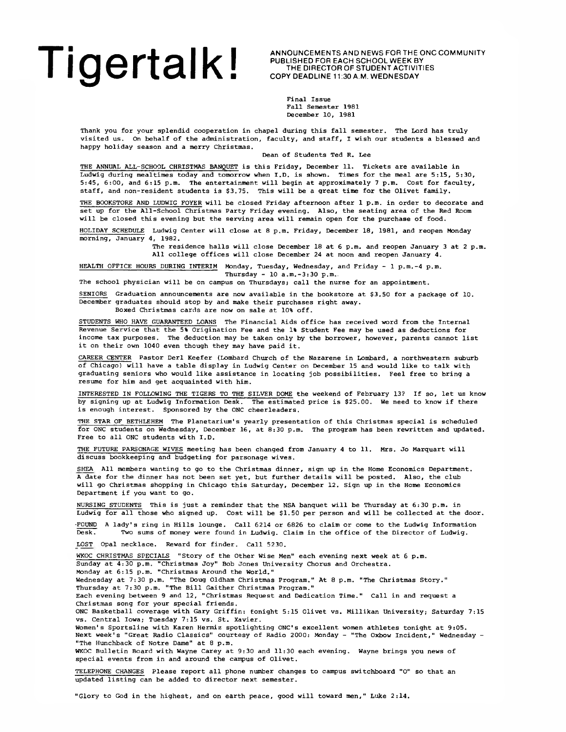# Tigertalk!

ANNOUNCEMENTS AND NEWS FOR THE ONC COMMUNITY
PUBLISHED FOR EACH SCHOOL WEEK BY
THE DIRECTOR OF STUDENT ACTIVITIES
COPY DEADLINE 11:30 A.M. WEDNESDAY

Final Issue
Fall Semester 1981
December 10, 1981

Thank you for your splendid cooperation in chapel during this fall semester. The Lord has truly visited us. On behalf of the administration, faculty, and staff, I wish our students a blessed and happy holiday season and a merry Christmas.

Dean of Students Ted R. Lee

THE ANNUAL ALL-SCHOOL CHRISTMAS BANQUET is this Friday, December 11. Tickets are available in Ludwig during mealtimes today and tomorrow when I.D. is shown. Times for the meal are 5:15, 5:30, 5:45, 6:00, and 6:15 p.m. The entertainment will begin at approximately 7 p.m. Cost for faculty, staff, and non-resident students is $3.75. This will be a great time for the Olivet family.

THE BOOKSTORE AND LUDWIG FOYER will be closed Friday afternoon after 1 p.m. in order to decorate and set up for the All-School Christmas Party Friday evening. Also, the seating area of the Red Room will be closed this evening but the serving area will remain open for the purchase of food.

HOLIDAY SCHEDULE Ludwig Center will close at 8 p.m. Friday, December 18, 1981, and reopen Monday morning, January 4, 1982.
The residence halls will close December 18 at 6 p.m. and reopen January 3 at 2 p.m.
All college offices will close December 24 at noon and reopen January 4.

HEALTH OFFICE HOURS DURING INTERIM Monday, Tuesday, Wednesday, and Friday - 1 p.m.-4 p.m.
Thursday - 10 a.m.-3:30 p.m.
The school physician will be on campus on Thursdays; call the nurse for an appointment.

SENIORS Graduation announcements are now available in the bookstore at $3.50 for a package of 10. December graduates should stop by and make their purchases right away.
Boxed Christmas cards are now on sale at 10% off.

STUDENTS WHO HAVE GUARANTEED LOANS The Financial Aids office has received word from the Internal Revenue Service that the 5% Origination Fee and the 1% Student Fee may be used as deductions for income tax purposes. The deduction may be taken only by the borrower, however, parents cannot list it on their own 1040 even though they may have paid it.

CAREER CENTER Pastor Derl Keefer (Lombard Church of the Nazarene in Lombard, a northwestern suburb of Chicago) will have a table display in Ludwig Center on December 15 and would like to talk with graduating seniors who would like assistance in locating job possibilities. Feel free to bring a resume for him and get acquainted with him.

INTERESTED IN FOLLOWING THE TIGERS TO THE SILVER DOME the weekend of February 13? If so, let us know by signing up at Ludwig Information Desk. The estimated price is $25.00. We need to know if there is enough interest. Sponsored by the ONC cheerleaders.

THE STAR OF BETHLEHEM The Planetarium's yearly presentation of this Christmas special is scheduled for ONC students on Wednesday, December 16, at 8:30 p.m. The program has been rewritten and updated. Free to all ONC students with I.D.

THE FUTURE PARSONAGE WIVES meeting has been changed from January 4 to 11. Mrs. Jo Marquart will discuss bookkeeping and budgeting for parsonage wives.

SHEA All members wanting to go to the Christmas dinner, sign up in the Home Economics Department. A date for the dinner has not been set yet, but further details will be posted. Also, the club will go Christmas shopping in Chicago this Saturday, December 12. Sign up in the Home Economics Department if you want to go.

NURSING STUDENTS This is just a reminder that the NSA banquet will be Thursday at 6:30 p.m. in Ludwig for all those who signed up. Cost will be $1.50 per person and will be collected at the door.

FOUND A lady's ring in Hills lounge. Call 6214 or 6826 to claim or come to the Ludwig Information Desk. Two sums of money were found in Ludwig. Claim in the office of the Director of Ludwig.

LOST Opal necklace. Reward for finder. Call 5230.

WKOC CHRISTMAS SPECIALS "Story of the Other Wise Men" each evening next week at 6 p.m.
Sunday at 4:30 p.m. "Christmas Joy" Bob Jones University Chorus and Orchestra.
Monday at 6:15 p.m. "Christmas Around the World."
Wednesday at 7:30 p.m. "The Doug Oldham Christmas Program." At 8 p.m. "The Christmas Story."
Thursday at 7:30 p.m. "The Bill Gaither Christmas Program."
Each evening between 9 and 12, "Christmas Request and Dedication Time." Call in and request a Christmas song for your special friends.
ONC Basketball coverage with Gary Griffin: tonight 5:15 Olivet vs. Millikan University; Saturday 7:15 vs. Central Iowa; Tuesday 7:15 vs. St. Xavier.
Women's Sportsline with Karen Hermiz spotlighting ONC's excellent women athletes tonight at 9:05.
Next week's "Great Radio Classics" courtesy of Radio 2000: Monday - "The Oxbow Incident," Wednesday - "The Hunchback of Notre Dame" at 8 p.m.
WKOC Bulletin Board with Wayne Carey at 9:30 and 11:30 each evening. Wayne brings you news of special events from in and around the campus of Olivet.

TELEPHONE CHANGES Please report all phone number changes to campus switchboard "O" so that an updated listing can be added to director next semester.

"Glory to God in the highest, and on earth peace, good will toward men," Luke 2:14.